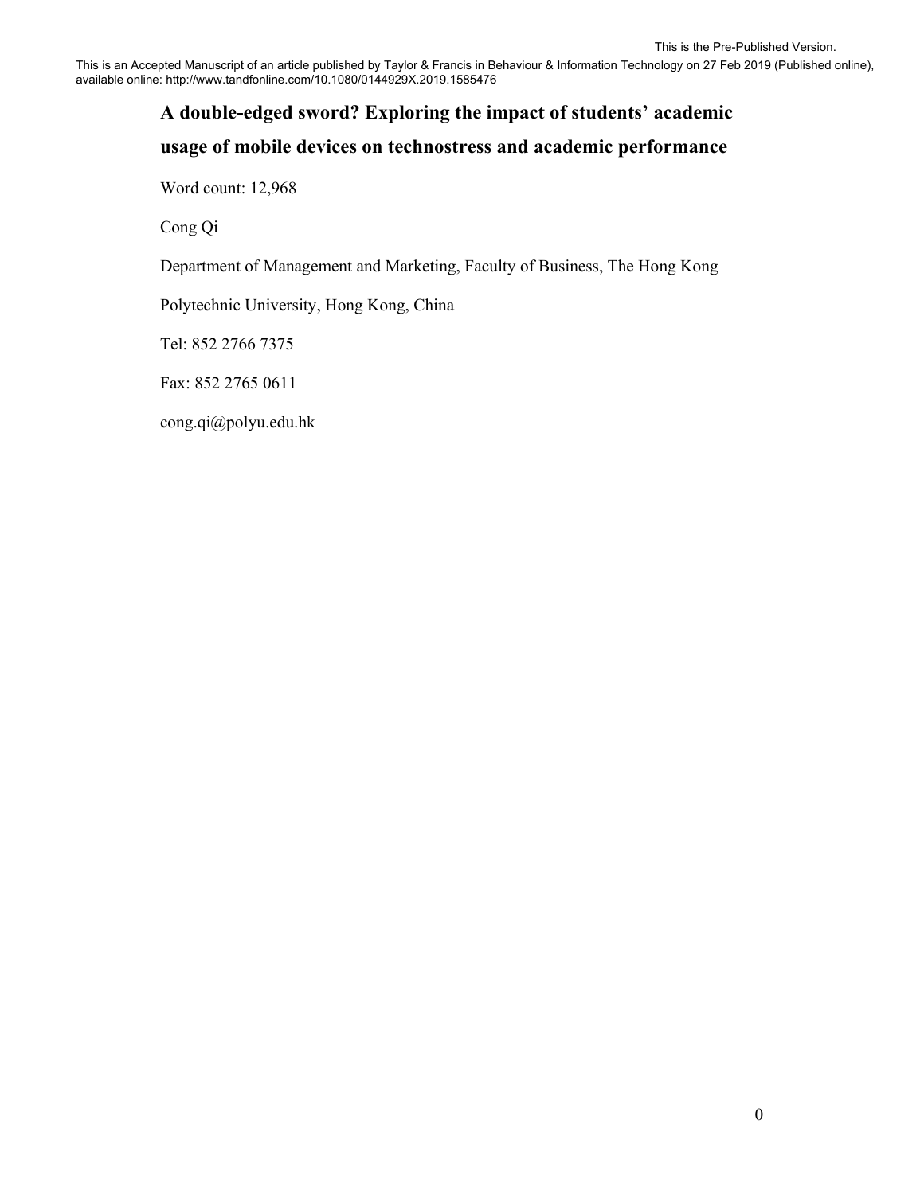This is the Pre-Published Version.

This is an Accepted Manuscript of an article published by Taylor & Francis in Behaviour & Information Technology on 27 Feb 2019 (Published online), available online: http://www.tandfonline.com/10.1080/0144929X.2019.1585476

# A double-edged sword? Exploring the impact of students' academic usage of mobile devices on technostress and academic performance

Word count: 12,968

Cong Qi

Department of Management and Marketing, Faculty of Business, The Hong Kong Polytechnic University, Hong Kong, China

Tel: 852 2766 7375

Fax: 852 2765 0611

cong.qi@polyu.edu.hk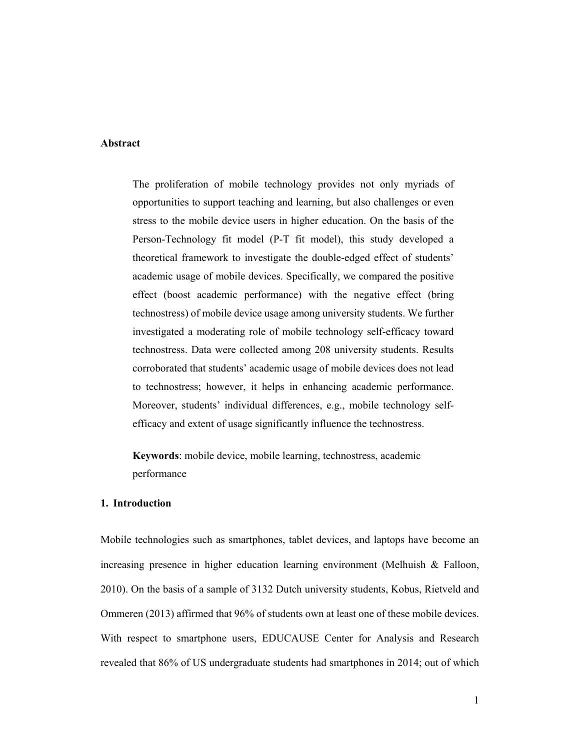## Abstract

The proliferation of mobile technology provides not only myriads of opportunities to support teaching and learning, but also challenges or even stress to the mobile device users in higher education. On the basis of the Person-Technology fit model (P-T fit model), this study developed a theoretical framework to investigate the double-edged effect of students' academic usage of mobile devices. Specifically, we compared the positive effect (boost academic performance) with the negative effect (bring technostress) of mobile device usage among university students. We further investigated a moderating role of mobile technology self-efficacy toward technostress. Data were collected among 208 university students. Results corroborated that students' academic usage of mobile devices does not lead to technostress; however, it helps in enhancing academic performance. Moreover, students' individual differences, e.g., mobile technology self-efficacy and extent of usage significantly influence the technostress.

**Keywords**: mobile device, mobile learning, technostress, academic performance

## 1. Introduction

Mobile technologies such as smartphones, tablet devices, and laptops have become an increasing presence in higher education learning environment (Melhuish & Falloon, 2010). On the basis of a sample of 3132 Dutch university students, Kobus, Rietveld and Ommeren (2013) affirmed that 96% of students own at least one of these mobile devices. With respect to smartphone users, EDUCAUSE Center for Analysis and Research revealed that 86% of US undergraduate students had smartphones in 2014; out of which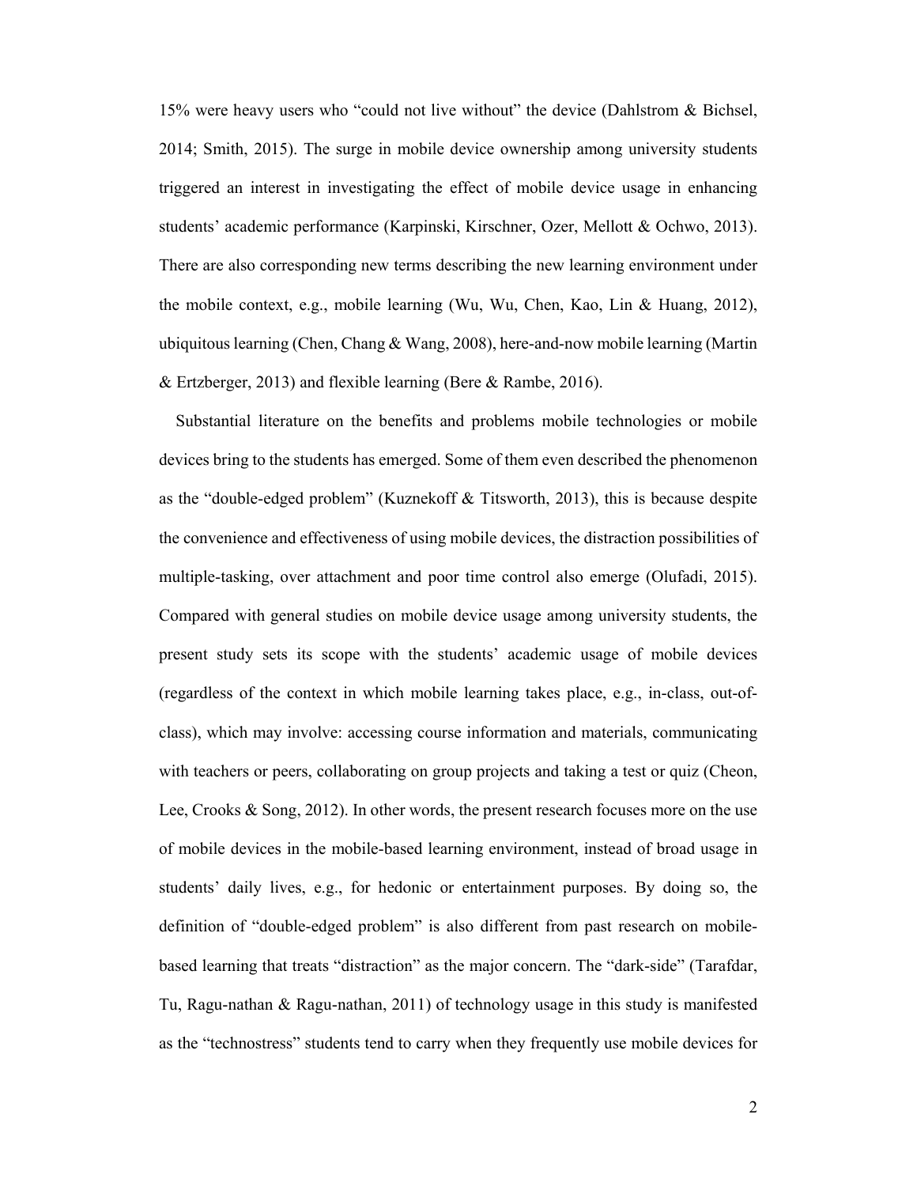15% were heavy users who "could not live without" the device (Dahlstrom & Bichsel, 2014; Smith, 2015). The surge in mobile device ownership among university students triggered an interest in investigating the effect of mobile device usage in enhancing students' academic performance (Karpinski, Kirschner, Ozer, Mellott & Ochwo, 2013). There are also corresponding new terms describing the new learning environment under the mobile context, e.g., mobile learning (Wu, Wu, Chen, Kao, Lin & Huang, 2012), ubiquitous learning (Chen, Chang & Wang, 2008), here-and-now mobile learning (Martin & Ertzberger, 2013) and flexible learning (Bere & Rambe, 2016).

Substantial literature on the benefits and problems mobile technologies or mobile devices bring to the students has emerged. Some of them even described the phenomenon as the "double-edged problem" (Kuznekoff & Titsworth, 2013), this is because despite the convenience and effectiveness of using mobile devices, the distraction possibilities of multiple-tasking, over attachment and poor time control also emerge (Olufadi, 2015). Compared with general studies on mobile device usage among university students, the present study sets its scope with the students' academic usage of mobile devices (regardless of the context in which mobile learning takes place, e.g., in-class, out-of-class), which may involve: accessing course information and materials, communicating with teachers or peers, collaborating on group projects and taking a test or quiz (Cheon, Lee, Crooks & Song, 2012). In other words, the present research focuses more on the use of mobile devices in the mobile-based learning environment, instead of broad usage in students' daily lives, e.g., for hedonic or entertainment purposes. By doing so, the definition of "double-edged problem" is also different from past research on mobile-based learning that treats "distraction" as the major concern. The "dark-side" (Tarafdar, Tu, Ragu-nathan & Ragu-nathan, 2011) of technology usage in this study is manifested as the "technostress" students tend to carry when they frequently use mobile devices for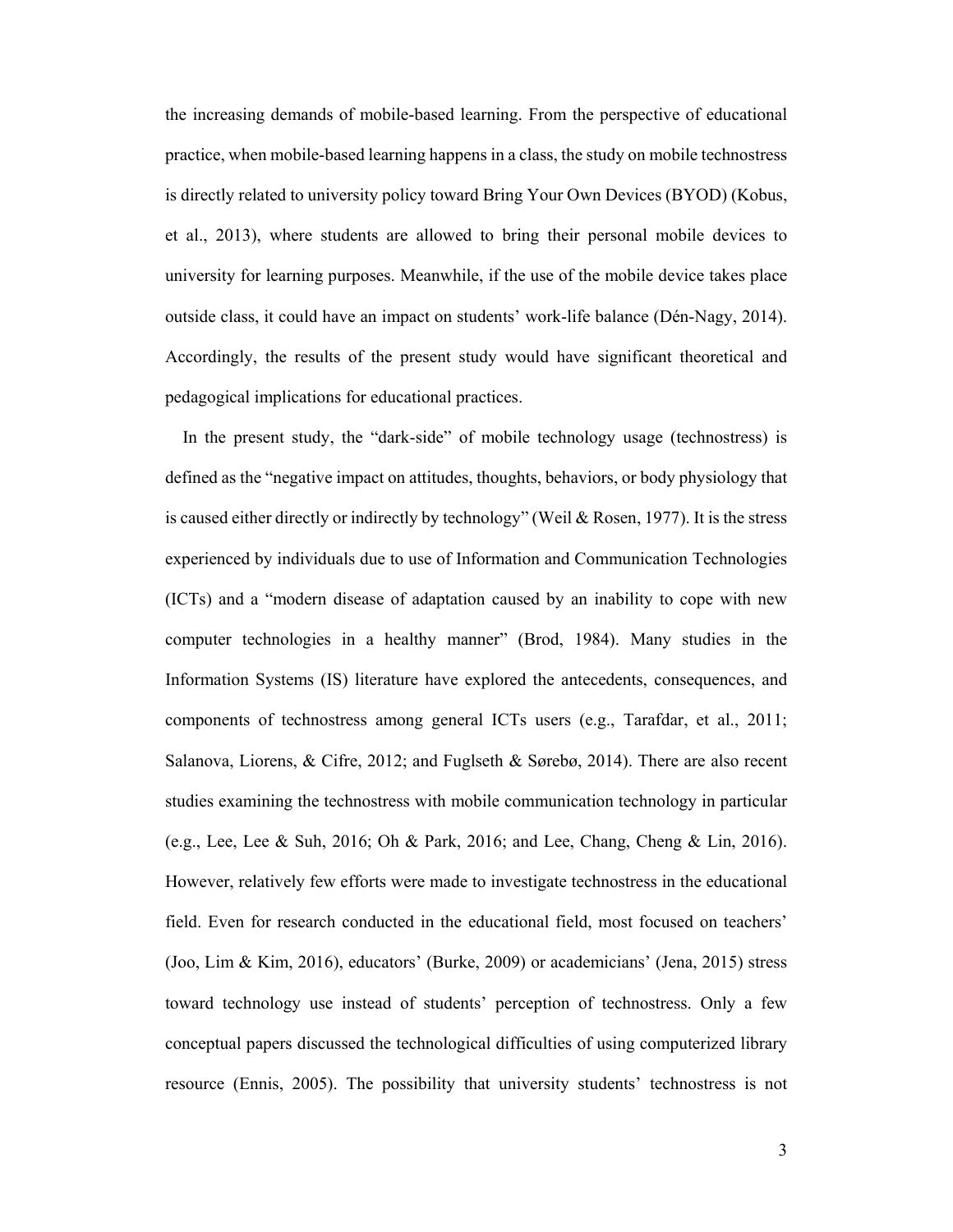the increasing demands of mobile-based learning. From the perspective of educational practice, when mobile-based learning happens in a class, the study on mobile technostress is directly related to university policy toward Bring Your Own Devices (BYOD) (Kobus, et al., 2013), where students are allowed to bring their personal mobile devices to university for learning purposes. Meanwhile, if the use of the mobile device takes place outside class, it could have an impact on students' work-life balance (Dén-Nagy, 2014). Accordingly, the results of the present study would have significant theoretical and pedagogical implications for educational practices.

In the present study, the "dark-side" of mobile technology usage (technostress) is defined as the "negative impact on attitudes, thoughts, behaviors, or body physiology that is caused either directly or indirectly by technology" (Weil & Rosen, 1977). It is the stress experienced by individuals due to use of Information and Communication Technologies (ICTs) and a "modern disease of adaptation caused by an inability to cope with new computer technologies in a healthy manner" (Brod, 1984). Many studies in the Information Systems (IS) literature have explored the antecedents, consequences, and components of technostress among general ICTs users (e.g., Tarafdar, et al., 2011; Salanova, Liorens, & Cifre, 2012; and Fuglseth & Sørebø, 2014). There are also recent studies examining the technostress with mobile communication technology in particular (e.g., Lee, Lee & Suh, 2016; Oh & Park, 2016; and Lee, Chang, Cheng & Lin, 2016). However, relatively few efforts were made to investigate technostress in the educational field. Even for research conducted in the educational field, most focused on teachers' (Joo, Lim & Kim, 2016), educators' (Burke, 2009) or academicians' (Jena, 2015) stress toward technology use instead of students' perception of technostress. Only a few conceptual papers discussed the technological difficulties of using computerized library resource (Ennis, 2005). The possibility that university students' technostress is not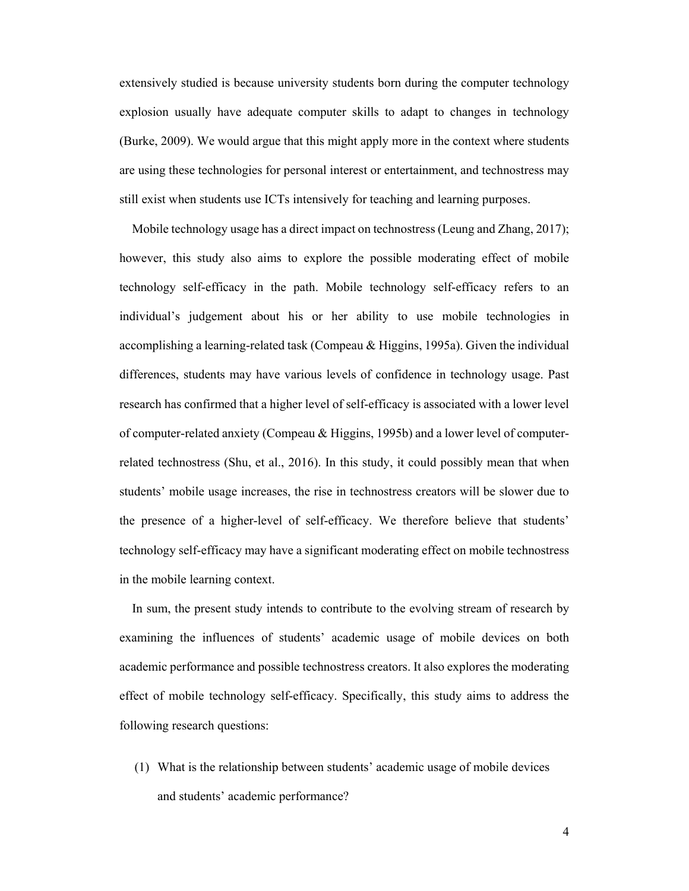extensively studied is because university students born during the computer technology explosion usually have adequate computer skills to adapt to changes in technology (Burke, 2009). We would argue that this might apply more in the context where students are using these technologies for personal interest or entertainment, and technostress may still exist when students use ICTs intensively for teaching and learning purposes.

Mobile technology usage has a direct impact on technostress (Leung and Zhang, 2017); however, this study also aims to explore the possible moderating effect of mobile technology self-efficacy in the path. Mobile technology self-efficacy refers to an individual's judgement about his or her ability to use mobile technologies in accomplishing a learning-related task (Compeau & Higgins, 1995a). Given the individual differences, students may have various levels of confidence in technology usage. Past research has confirmed that a higher level of self-efficacy is associated with a lower level of computer-related anxiety (Compeau & Higgins, 1995b) and a lower level of computer-related technostress (Shu, et al., 2016). In this study, it could possibly mean that when students' mobile usage increases, the rise in technostress creators will be slower due to the presence of a higher-level of self-efficacy. We therefore believe that students' technology self-efficacy may have a significant moderating effect on mobile technostress in the mobile learning context.

In sum, the present study intends to contribute to the evolving stream of research by examining the influences of students' academic usage of mobile devices on both academic performance and possible technostress creators. It also explores the moderating effect of mobile technology self-efficacy. Specifically, this study aims to address the following research questions:

(1) What is the relationship between students' academic usage of mobile devices and students' academic performance?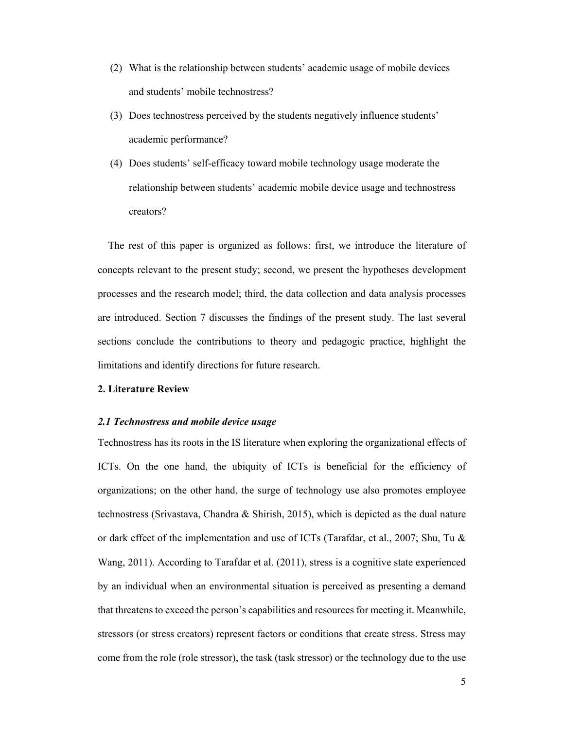(2) What is the relationship between students' academic usage of mobile devices and students' mobile technostress?

(3) Does technostress perceived by the students negatively influence students' academic performance?

(4) Does students' self-efficacy toward mobile technology usage moderate the relationship between students' academic mobile device usage and technostress creators?

The rest of this paper is organized as follows: first, we introduce the literature of concepts relevant to the present study; second, we present the hypotheses development processes and the research model; third, the data collection and data analysis processes are introduced. Section 7 discusses the findings of the present study. The last several sections conclude the contributions to theory and pedagogic practice, highlight the limitations and identify directions for future research.

## 2. Literature Review

### *2.1 Technostress and mobile device usage*

Technostress has its roots in the IS literature when exploring the organizational effects of ICTs. On the one hand, the ubiquity of ICTs is beneficial for the efficiency of organizations; on the other hand, the surge of technology use also promotes employee technostress (Srivastava, Chandra & Shirish, 2015), which is depicted as the dual nature or dark effect of the implementation and use of ICTs (Tarafdar, et al., 2007; Shu, Tu & Wang, 2011). According to Tarafdar et al. (2011), stress is a cognitive state experienced by an individual when an environmental situation is perceived as presenting a demand that threatens to exceed the person's capabilities and resources for meeting it. Meanwhile, stressors (or stress creators) represent factors or conditions that create stress. Stress may come from the role (role stressor), the task (task stressor) or the technology due to the use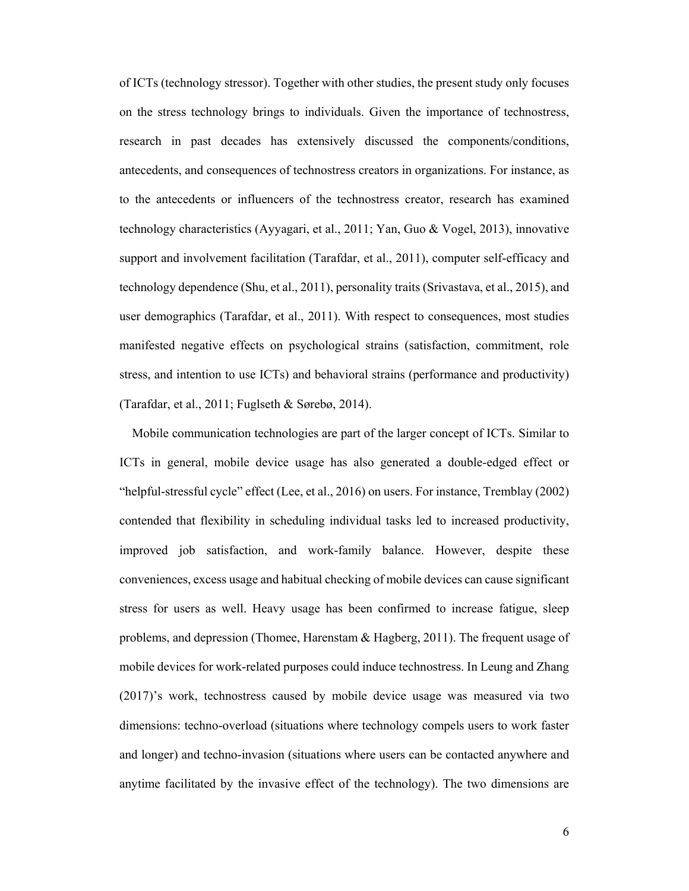of ICTs (technology stressor). Together with other studies, the present study only focuses on the stress technology brings to individuals. Given the importance of technostress, research in past decades has extensively discussed the components/conditions, antecedents, and consequences of technostress creators in organizations. For instance, as to the antecedents or influencers of the technostress creator, research has examined technology characteristics (Ayyagari, et al., 2011; Yan, Guo & Vogel, 2013), innovative support and involvement facilitation (Tarafdar, et al., 2011), computer self-efficacy and technology dependence (Shu, et al., 2011), personality traits (Srivastava, et al., 2015), and user demographics (Tarafdar, et al., 2011). With respect to consequences, most studies manifested negative effects on psychological strains (satisfaction, commitment, role stress, and intention to use ICTs) and behavioral strains (performance and productivity) (Tarafdar, et al., 2011; Fuglseth & Sørebø, 2014).

Mobile communication technologies are part of the larger concept of ICTs. Similar to ICTs in general, mobile device usage has also generated a double-edged effect or "helpful-stressful cycle" effect (Lee, et al., 2016) on users. For instance, Tremblay (2002) contended that flexibility in scheduling individual tasks led to increased productivity, improved job satisfaction, and work-family balance. However, despite these conveniences, excess usage and habitual checking of mobile devices can cause significant stress for users as well. Heavy usage has been confirmed to increase fatigue, sleep problems, and depression (Thomee, Harenstam & Hagberg, 2011). The frequent usage of mobile devices for work-related purposes could induce technostress. In Leung and Zhang (2017)'s work, technostress caused by mobile device usage was measured via two dimensions: techno-overload (situations where technology compels users to work faster and longer) and techno-invasion (situations where users can be contacted anywhere and anytime facilitated by the invasive effect of the technology). The two dimensions are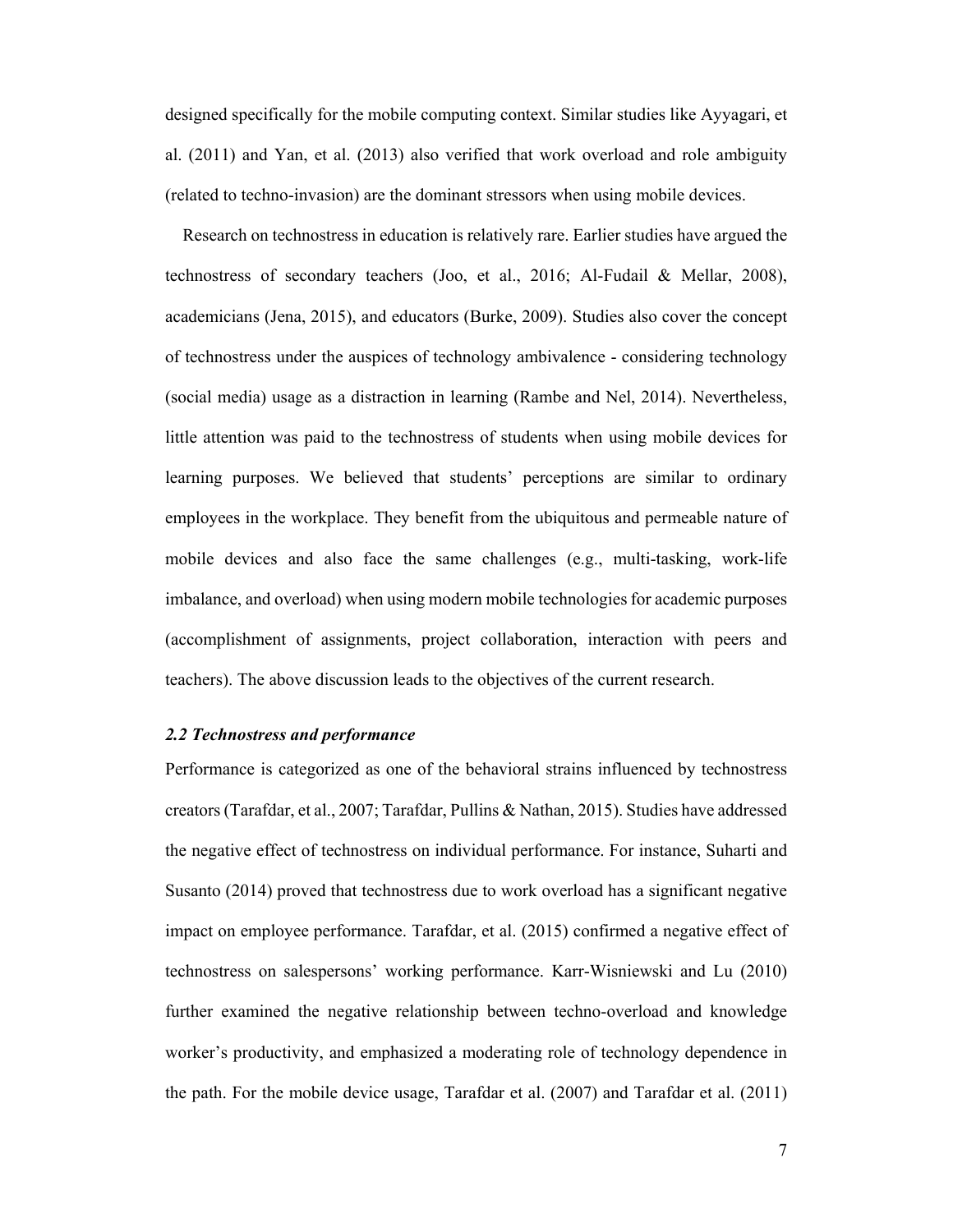designed specifically for the mobile computing context. Similar studies like Ayyagari, et al. (2011) and Yan, et al. (2013) also verified that work overload and role ambiguity (related to techno-invasion) are the dominant stressors when using mobile devices.

Research on technostress in education is relatively rare. Earlier studies have argued the technostress of secondary teachers (Joo, et al., 2016; Al-Fudail & Mellar, 2008), academicians (Jena, 2015), and educators (Burke, 2009). Studies also cover the concept of technostress under the auspices of technology ambivalence - considering technology (social media) usage as a distraction in learning (Rambe and Nel, 2014). Nevertheless, little attention was paid to the technostress of students when using mobile devices for learning purposes. We believed that students' perceptions are similar to ordinary employees in the workplace. They benefit from the ubiquitous and permeable nature of mobile devices and also face the same challenges (e.g., multi-tasking, work-life imbalance, and overload) when using modern mobile technologies for academic purposes (accomplishment of assignments, project collaboration, interaction with peers and teachers). The above discussion leads to the objectives of the current research.

### *2.2 Technostress and performance*

Performance is categorized as one of the behavioral strains influenced by technostress creators (Tarafdar, et al., 2007; Tarafdar, Pullins & Nathan, 2015). Studies have addressed the negative effect of technostress on individual performance. For instance, Suharti and Susanto (2014) proved that technostress due to work overload has a significant negative impact on employee performance. Tarafdar, et al. (2015) confirmed a negative effect of technostress on salespersons' working performance. Karr-Wisniewski and Lu (2010) further examined the negative relationship between techno-overload and knowledge worker's productivity, and emphasized a moderating role of technology dependence in the path. For the mobile device usage, Tarafdar et al. (2007) and Tarafdar et al. (2011)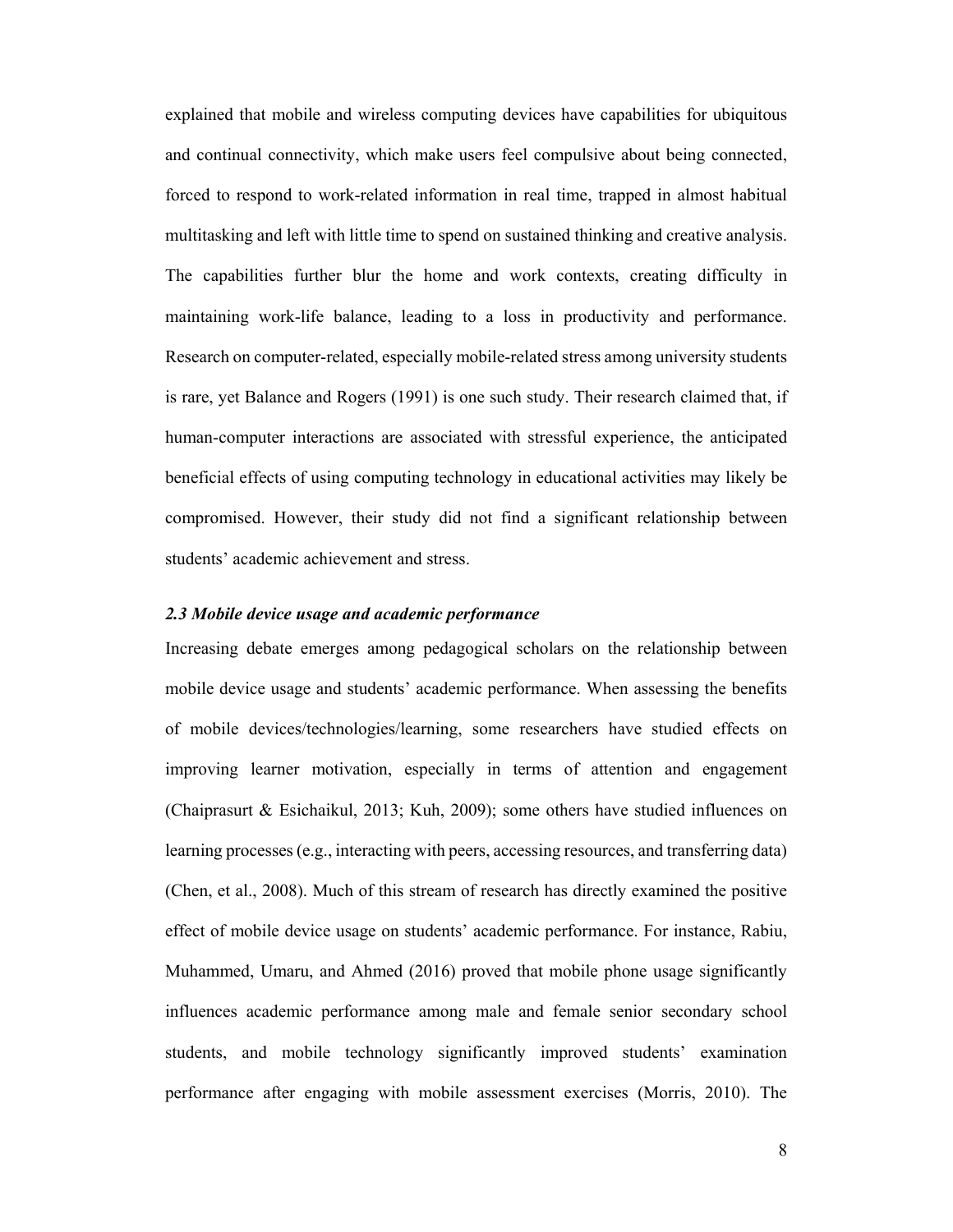explained that mobile and wireless computing devices have capabilities for ubiquitous and continual connectivity, which make users feel compulsive about being connected, forced to respond to work-related information in real time, trapped in almost habitual multitasking and left with little time to spend on sustained thinking and creative analysis. The capabilities further blur the home and work contexts, creating difficulty in maintaining work-life balance, leading to a loss in productivity and performance. Research on computer-related, especially mobile-related stress among university students is rare, yet Balance and Rogers (1991) is one such study. Their research claimed that, if human-computer interactions are associated with stressful experience, the anticipated beneficial effects of using computing technology in educational activities may likely be compromised. However, their study did not find a significant relationship between students' academic achievement and stress.

### *2.3 Mobile device usage and academic performance*

Increasing debate emerges among pedagogical scholars on the relationship between mobile device usage and students' academic performance. When assessing the benefits of mobile devices/technologies/learning, some researchers have studied effects on improving learner motivation, especially in terms of attention and engagement (Chaiprasurt & Esichaikul, 2013; Kuh, 2009); some others have studied influences on learning processes (e.g., interacting with peers, accessing resources, and transferring data) (Chen, et al., 2008). Much of this stream of research has directly examined the positive effect of mobile device usage on students' academic performance. For instance, Rabiu, Muhammed, Umaru, and Ahmed (2016) proved that mobile phone usage significantly influences academic performance among male and female senior secondary school students, and mobile technology significantly improved students' examination performance after engaging with mobile assessment exercises (Morris, 2010). The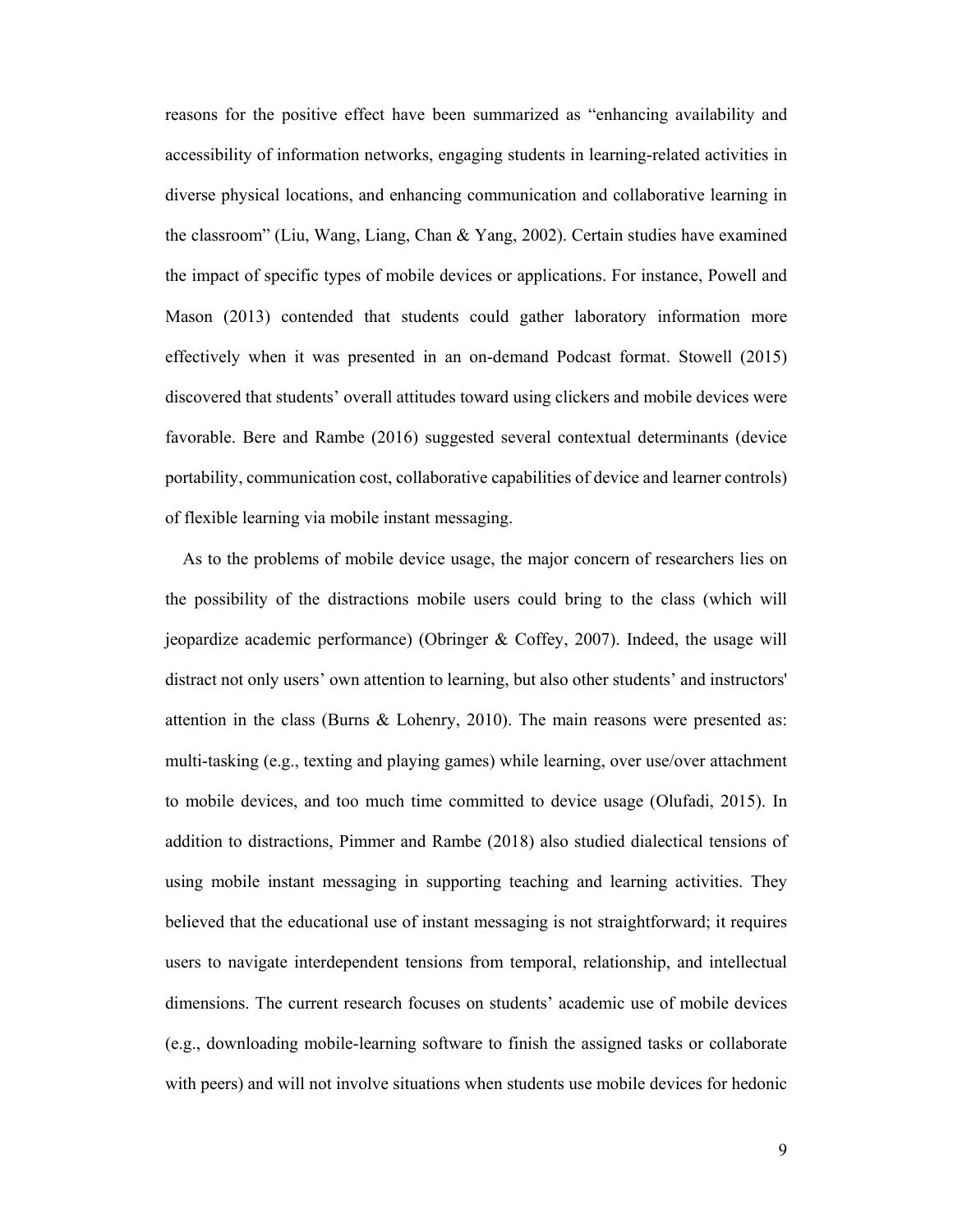reasons for the positive effect have been summarized as "enhancing availability and accessibility of information networks, engaging students in learning-related activities in diverse physical locations, and enhancing communication and collaborative learning in the classroom" (Liu, Wang, Liang, Chan & Yang, 2002). Certain studies have examined the impact of specific types of mobile devices or applications. For instance, Powell and Mason (2013) contended that students could gather laboratory information more effectively when it was presented in an on-demand Podcast format. Stowell (2015) discovered that students' overall attitudes toward using clickers and mobile devices were favorable. Bere and Rambe (2016) suggested several contextual determinants (device portability, communication cost, collaborative capabilities of device and learner controls) of flexible learning via mobile instant messaging.

As to the problems of mobile device usage, the major concern of researchers lies on the possibility of the distractions mobile users could bring to the class (which will jeopardize academic performance) (Obringer & Coffey, 2007). Indeed, the usage will distract not only users' own attention to learning, but also other students' and instructors' attention in the class (Burns & Lohenry, 2010). The main reasons were presented as: multi-tasking (e.g., texting and playing games) while learning, over use/over attachment to mobile devices, and too much time committed to device usage (Olufadi, 2015). In addition to distractions, Pimmer and Rambe (2018) also studied dialectical tensions of using mobile instant messaging in supporting teaching and learning activities. They believed that the educational use of instant messaging is not straightforward; it requires users to navigate interdependent tensions from temporal, relationship, and intellectual dimensions. The current research focuses on students' academic use of mobile devices (e.g., downloading mobile-learning software to finish the assigned tasks or collaborate with peers) and will not involve situations when students use mobile devices for hedonic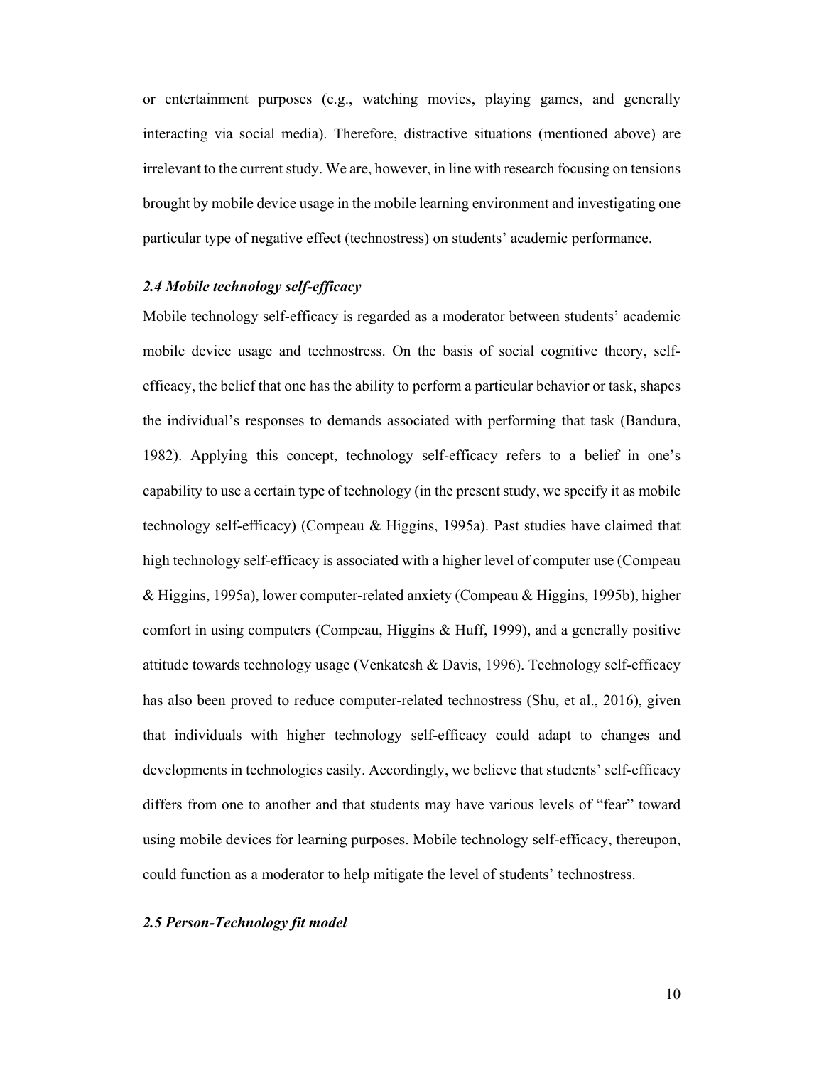or entertainment purposes (e.g., watching movies, playing games, and generally interacting via social media). Therefore, distractive situations (mentioned above) are irrelevant to the current study. We are, however, in line with research focusing on tensions brought by mobile device usage in the mobile learning environment and investigating one particular type of negative effect (technostress) on students' academic performance.

### *2.4 Mobile technology self-efficacy*

Mobile technology self-efficacy is regarded as a moderator between students' academic mobile device usage and technostress. On the basis of social cognitive theory, self-efficacy, the belief that one has the ability to perform a particular behavior or task, shapes the individual's responses to demands associated with performing that task (Bandura, 1982). Applying this concept, technology self-efficacy refers to a belief in one's capability to use a certain type of technology (in the present study, we specify it as mobile technology self-efficacy) (Compeau & Higgins, 1995a). Past studies have claimed that high technology self-efficacy is associated with a higher level of computer use (Compeau & Higgins, 1995a), lower computer-related anxiety (Compeau & Higgins, 1995b), higher comfort in using computers (Compeau, Higgins & Huff, 1999), and a generally positive attitude towards technology usage (Venkatesh & Davis, 1996). Technology self-efficacy has also been proved to reduce computer-related technostress (Shu, et al., 2016), given that individuals with higher technology self-efficacy could adapt to changes and developments in technologies easily. Accordingly, we believe that students' self-efficacy differs from one to another and that students may have various levels of "fear" toward using mobile devices for learning purposes. Mobile technology self-efficacy, thereupon, could function as a moderator to help mitigate the level of students' technostress.

### *2.5 Person-Technology fit model*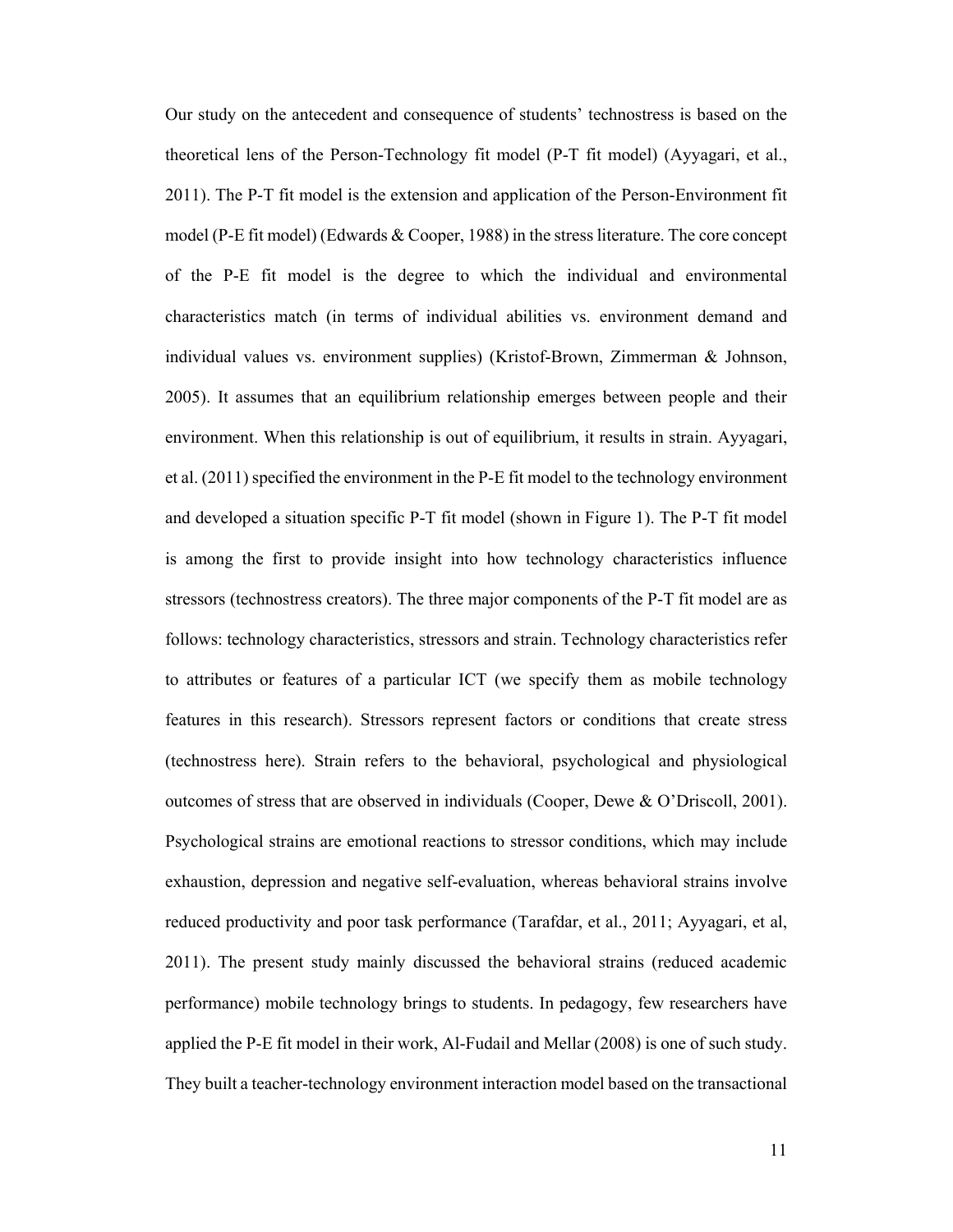Our study on the antecedent and consequence of students' technostress is based on the theoretical lens of the Person-Technology fit model (P-T fit model) (Ayyagari, et al., 2011). The P-T fit model is the extension and application of the Person-Environment fit model (P-E fit model) (Edwards & Cooper, 1988) in the stress literature. The core concept of the P-E fit model is the degree to which the individual and environmental characteristics match (in terms of individual abilities vs. environment demand and individual values vs. environment supplies) (Kristof-Brown, Zimmerman & Johnson, 2005). It assumes that an equilibrium relationship emerges between people and their environment. When this relationship is out of equilibrium, it results in strain. Ayyagari, et al. (2011) specified the environment in the P-E fit model to the technology environment and developed a situation specific P-T fit model (shown in Figure 1). The P-T fit model is among the first to provide insight into how technology characteristics influence stressors (technostress creators). The three major components of the P-T fit model are as follows: technology characteristics, stressors and strain. Technology characteristics refer to attributes or features of a particular ICT (we specify them as mobile technology features in this research). Stressors represent factors or conditions that create stress (technostress here). Strain refers to the behavioral, psychological and physiological outcomes of stress that are observed in individuals (Cooper, Dewe & O'Driscoll, 2001). Psychological strains are emotional reactions to stressor conditions, which may include exhaustion, depression and negative self-evaluation, whereas behavioral strains involve reduced productivity and poor task performance (Tarafdar, et al., 2011; Ayyagari, et al, 2011). The present study mainly discussed the behavioral strains (reduced academic performance) mobile technology brings to students. In pedagogy, few researchers have applied the P-E fit model in their work, Al-Fudail and Mellar (2008) is one of such study. They built a teacher-technology environment interaction model based on the transactional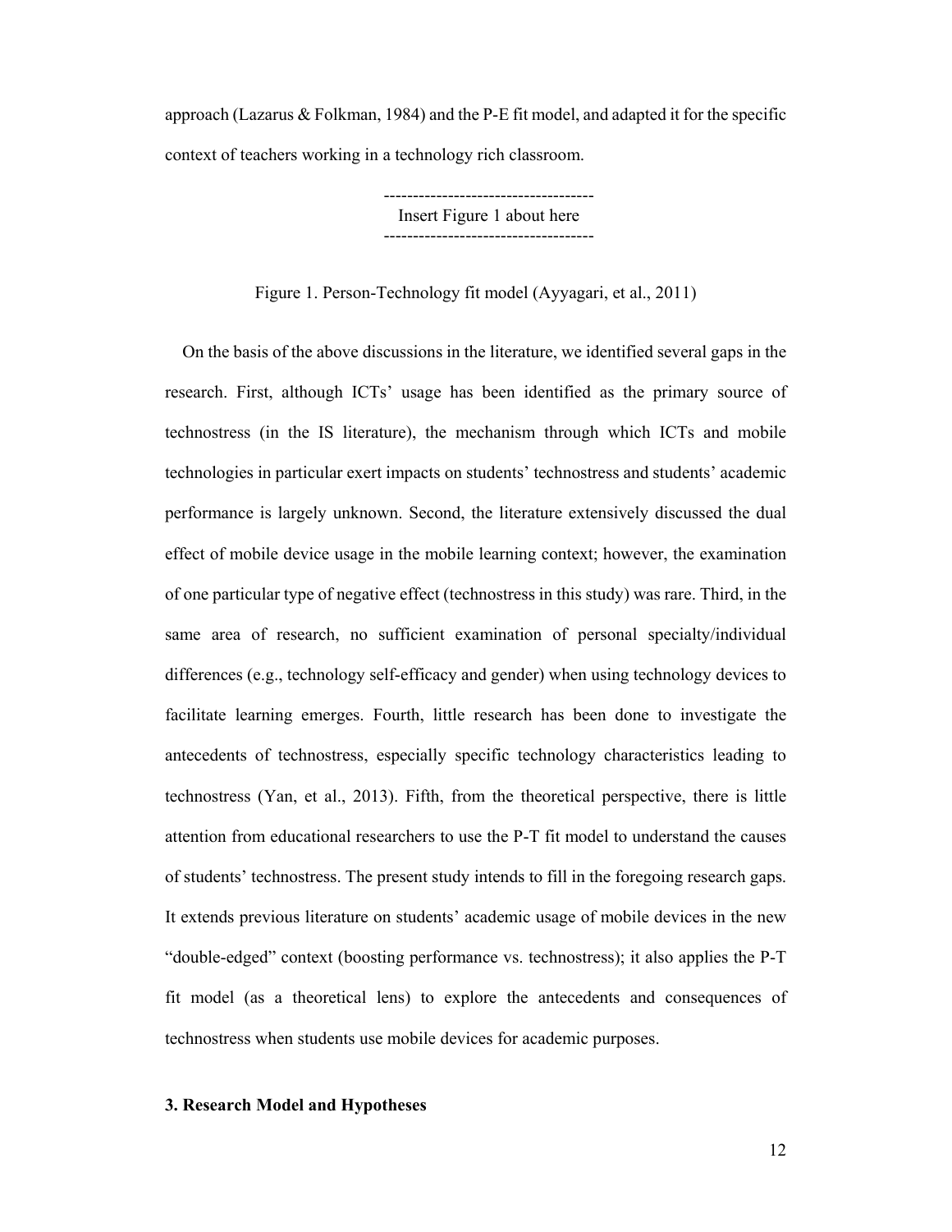approach (Lazarus & Folkman, 1984) and the P-E fit model, and adapted it for the specific context of teachers working in a technology rich classroom.

------------------------------------
Insert Figure 1 about here
------------------------------------

Figure 1. Person-Technology fit model (Ayyagari, et al., 2011)

On the basis of the above discussions in the literature, we identified several gaps in the research. First, although ICTs' usage has been identified as the primary source of technostress (in the IS literature), the mechanism through which ICTs and mobile technologies in particular exert impacts on students' technostress and students' academic performance is largely unknown. Second, the literature extensively discussed the dual effect of mobile device usage in the mobile learning context; however, the examination of one particular type of negative effect (technostress in this study) was rare. Third, in the same area of research, no sufficient examination of personal specialty/individual differences (e.g., technology self-efficacy and gender) when using technology devices to facilitate learning emerges. Fourth, little research has been done to investigate the antecedents of technostress, especially specific technology characteristics leading to technostress (Yan, et al., 2013). Fifth, from the theoretical perspective, there is little attention from educational researchers to use the P-T fit model to understand the causes of students' technostress. The present study intends to fill in the foregoing research gaps. It extends previous literature on students' academic usage of mobile devices in the new "double-edged" context (boosting performance vs. technostress); it also applies the P-T fit model (as a theoretical lens) to explore the antecedents and consequences of technostress when students use mobile devices for academic purposes.

## 3. Research Model and Hypotheses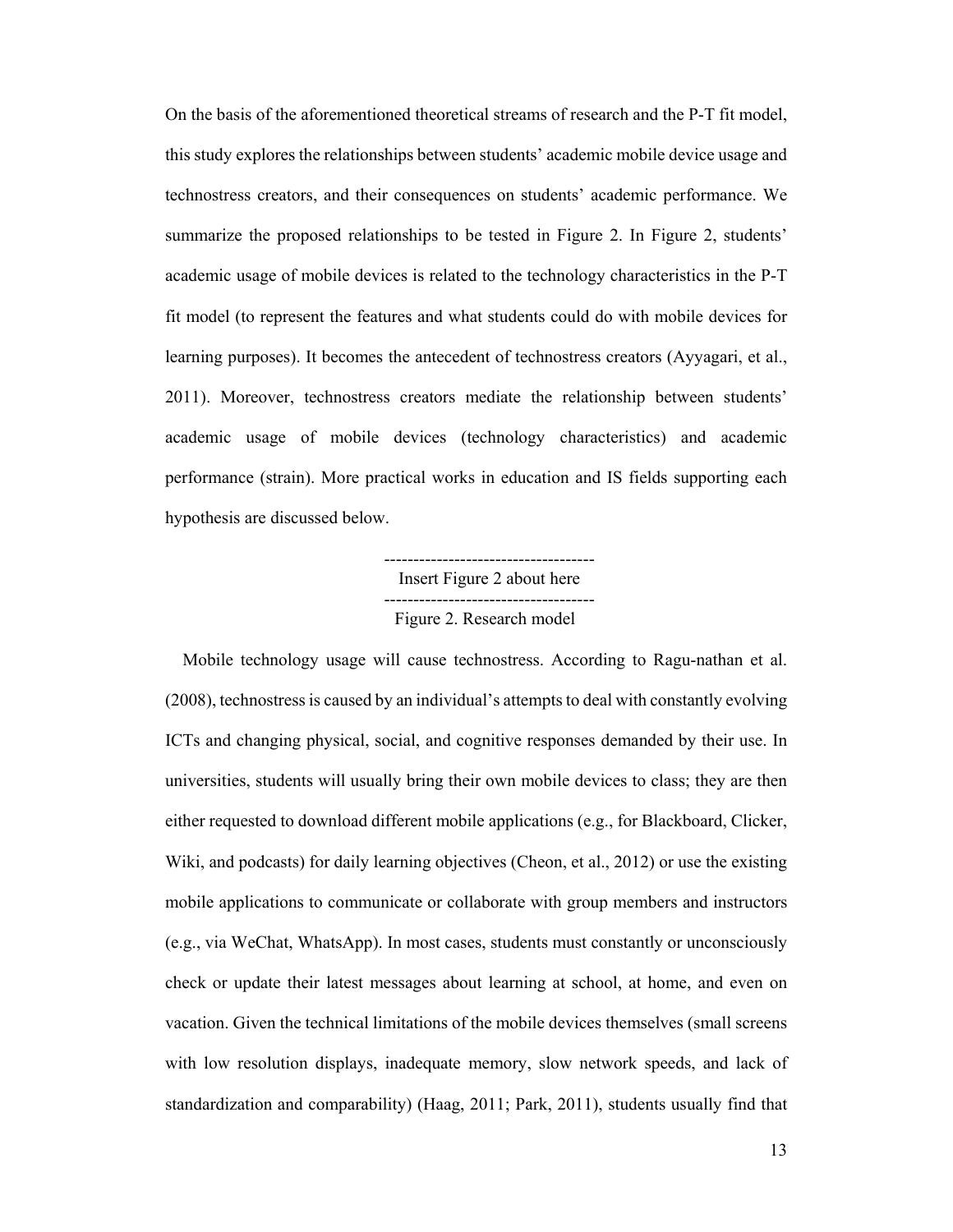On the basis of the aforementioned theoretical streams of research and the P-T fit model, this study explores the relationships between students' academic mobile device usage and technostress creators, and their consequences on students' academic performance. We summarize the proposed relationships to be tested in Figure 2. In Figure 2, students' academic usage of mobile devices is related to the technology characteristics in the P-T fit model (to represent the features and what students could do with mobile devices for learning purposes). It becomes the antecedent of technostress creators (Ayyagari, et al., 2011). Moreover, technostress creators mediate the relationship between students' academic usage of mobile devices (technology characteristics) and academic performance (strain). More practical works in education and IS fields supporting each hypothesis are discussed below.

------------------------------------
Insert Figure 2 about here
------------------------------------
Figure 2. Research model

Mobile technology usage will cause technostress. According to Ragu-nathan et al. (2008), technostress is caused by an individual's attempts to deal with constantly evolving ICTs and changing physical, social, and cognitive responses demanded by their use. In universities, students will usually bring their own mobile devices to class; they are then either requested to download different mobile applications (e.g., for Blackboard, Clicker, Wiki, and podcasts) for daily learning objectives (Cheon, et al., 2012) or use the existing mobile applications to communicate or collaborate with group members and instructors (e.g., via WeChat, WhatsApp). In most cases, students must constantly or unconsciously check or update their latest messages about learning at school, at home, and even on vacation. Given the technical limitations of the mobile devices themselves (small screens with low resolution displays, inadequate memory, slow network speeds, and lack of standardization and comparability) (Haag, 2011; Park, 2011), students usually find that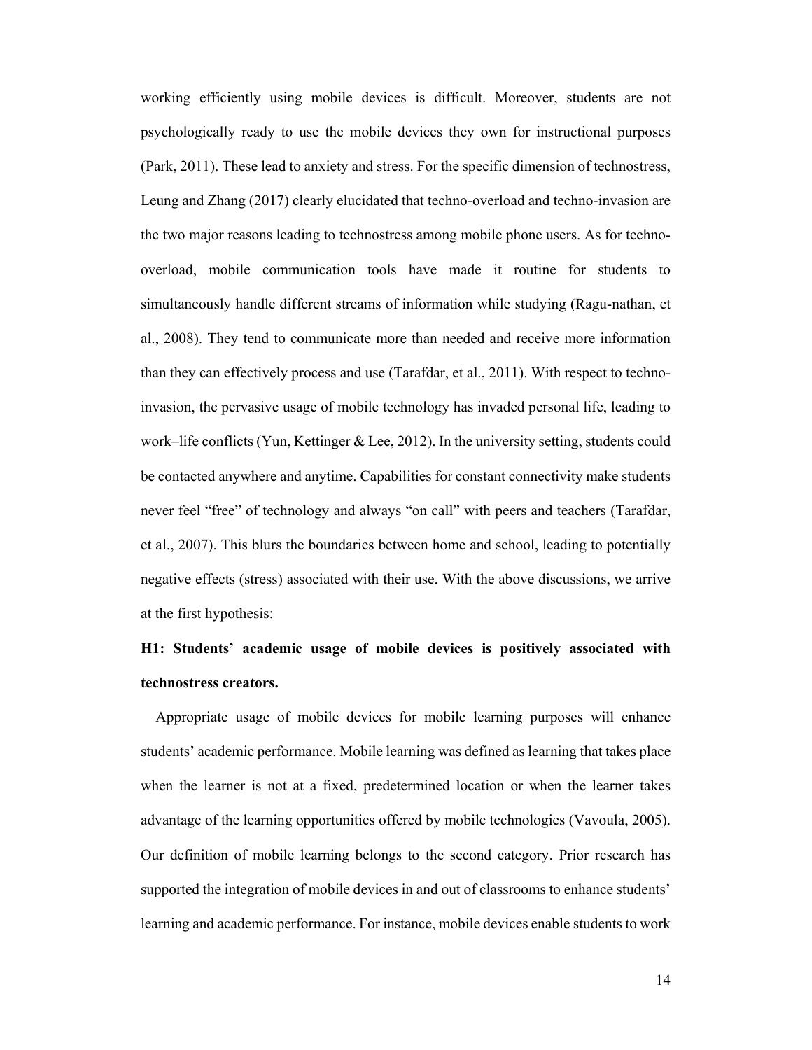working efficiently using mobile devices is difficult. Moreover, students are not psychologically ready to use the mobile devices they own for instructional purposes (Park, 2011). These lead to anxiety and stress. For the specific dimension of technostress, Leung and Zhang (2017) clearly elucidated that techno-overload and techno-invasion are the two major reasons leading to technostress among mobile phone users. As for techno-overload, mobile communication tools have made it routine for students to simultaneously handle different streams of information while studying (Ragu-nathan, et al., 2008). They tend to communicate more than needed and receive more information than they can effectively process and use (Tarafdar, et al., 2011). With respect to techno-invasion, the pervasive usage of mobile technology has invaded personal life, leading to work–life conflicts (Yun, Kettinger & Lee, 2012). In the university setting, students could be contacted anywhere and anytime. Capabilities for constant connectivity make students never feel "free" of technology and always "on call" with peers and teachers (Tarafdar, et al., 2007). This blurs the boundaries between home and school, leading to potentially negative effects (stress) associated with their use. With the above discussions, we arrive at the first hypothesis:

**H1: Students' academic usage of mobile devices is positively associated with technostress creators.**

Appropriate usage of mobile devices for mobile learning purposes will enhance students' academic performance. Mobile learning was defined as learning that takes place when the learner is not at a fixed, predetermined location or when the learner takes advantage of the learning opportunities offered by mobile technologies (Vavoula, 2005). Our definition of mobile learning belongs to the second category. Prior research has supported the integration of mobile devices in and out of classrooms to enhance students' learning and academic performance. For instance, mobile devices enable students to work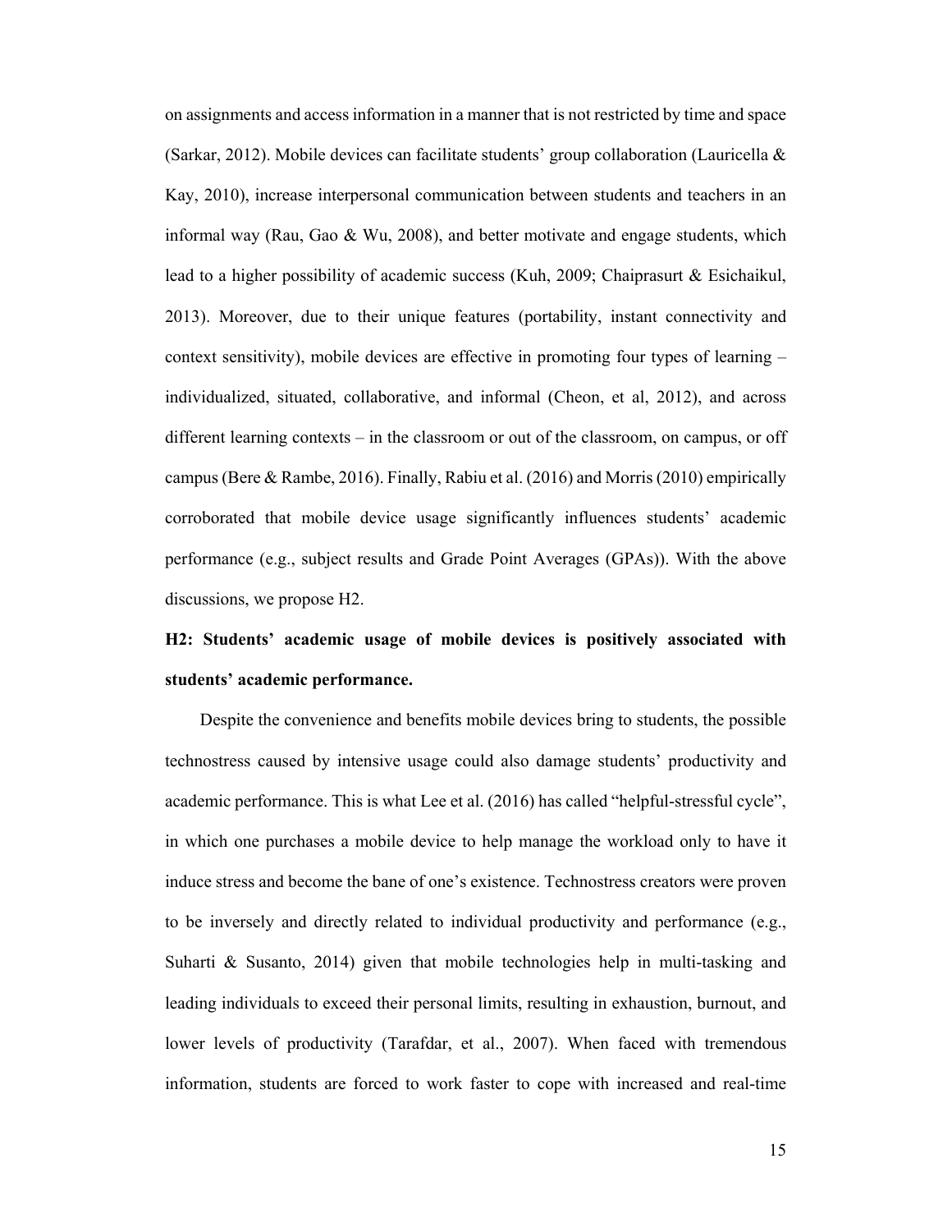on assignments and access information in a manner that is not restricted by time and space (Sarkar, 2012). Mobile devices can facilitate students' group collaboration (Lauricella & Kay, 2010), increase interpersonal communication between students and teachers in an informal way (Rau, Gao & Wu, 2008), and better motivate and engage students, which lead to a higher possibility of academic success (Kuh, 2009; Chaiprasurt & Esichaikul, 2013). Moreover, due to their unique features (portability, instant connectivity and context sensitivity), mobile devices are effective in promoting four types of learning – individualized, situated, collaborative, and informal (Cheon, et al, 2012), and across different learning contexts – in the classroom or out of the classroom, on campus, or off campus (Bere & Rambe, 2016). Finally, Rabiu et al. (2016) and Morris (2010) empirically corroborated that mobile device usage significantly influences students' academic performance (e.g., subject results and Grade Point Averages (GPAs)). With the above discussions, we propose H2.

**H2: Students' academic usage of mobile devices is positively associated with students' academic performance.**

Despite the convenience and benefits mobile devices bring to students, the possible technostress caused by intensive usage could also damage students' productivity and academic performance. This is what Lee et al. (2016) has called "helpful-stressful cycle", in which one purchases a mobile device to help manage the workload only to have it induce stress and become the bane of one's existence. Technostress creators were proven to be inversely and directly related to individual productivity and performance (e.g., Suharti & Susanto, 2014) given that mobile technologies help in multi-tasking and leading individuals to exceed their personal limits, resulting in exhaustion, burnout, and lower levels of productivity (Tarafdar, et al., 2007). When faced with tremendous information, students are forced to work faster to cope with increased and real-time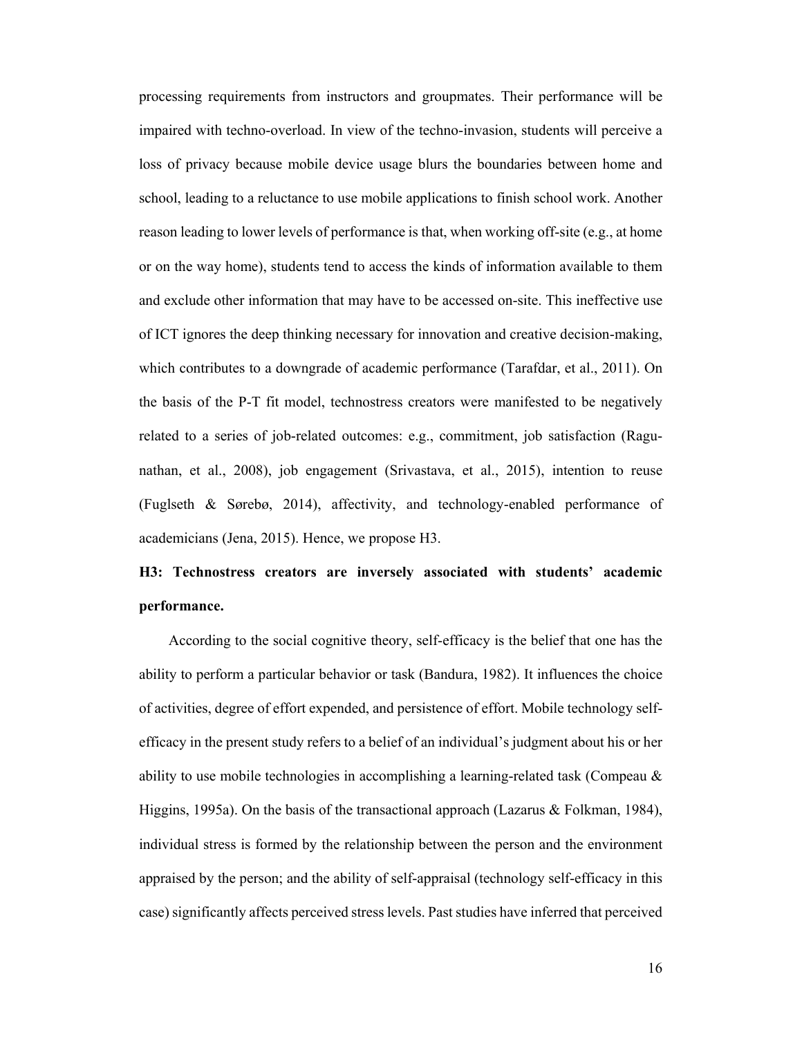processing requirements from instructors and groupmates. Their performance will be impaired with techno-overload. In view of the techno-invasion, students will perceive a loss of privacy because mobile device usage blurs the boundaries between home and school, leading to a reluctance to use mobile applications to finish school work. Another reason leading to lower levels of performance is that, when working off-site (e.g., at home or on the way home), students tend to access the kinds of information available to them and exclude other information that may have to be accessed on-site. This ineffective use of ICT ignores the deep thinking necessary for innovation and creative decision-making, which contributes to a downgrade of academic performance (Tarafdar, et al., 2011). On the basis of the P-T fit model, technostress creators were manifested to be negatively related to a series of job-related outcomes: e.g., commitment, job satisfaction (Ragu-nathan, et al., 2008), job engagement (Srivastava, et al., 2015), intention to reuse (Fuglseth & Sørebø, 2014), affectivity, and technology-enabled performance of academicians (Jena, 2015). Hence, we propose H3.

**H3: Technostress creators are inversely associated with students' academic performance.**

According to the social cognitive theory, self-efficacy is the belief that one has the ability to perform a particular behavior or task (Bandura, 1982). It influences the choice of activities, degree of effort expended, and persistence of effort. Mobile technology self-efficacy in the present study refers to a belief of an individual's judgment about his or her ability to use mobile technologies in accomplishing a learning-related task (Compeau & Higgins, 1995a). On the basis of the transactional approach (Lazarus & Folkman, 1984), individual stress is formed by the relationship between the person and the environment appraised by the person; and the ability of self-appraisal (technology self-efficacy in this case) significantly affects perceived stress levels. Past studies have inferred that perceived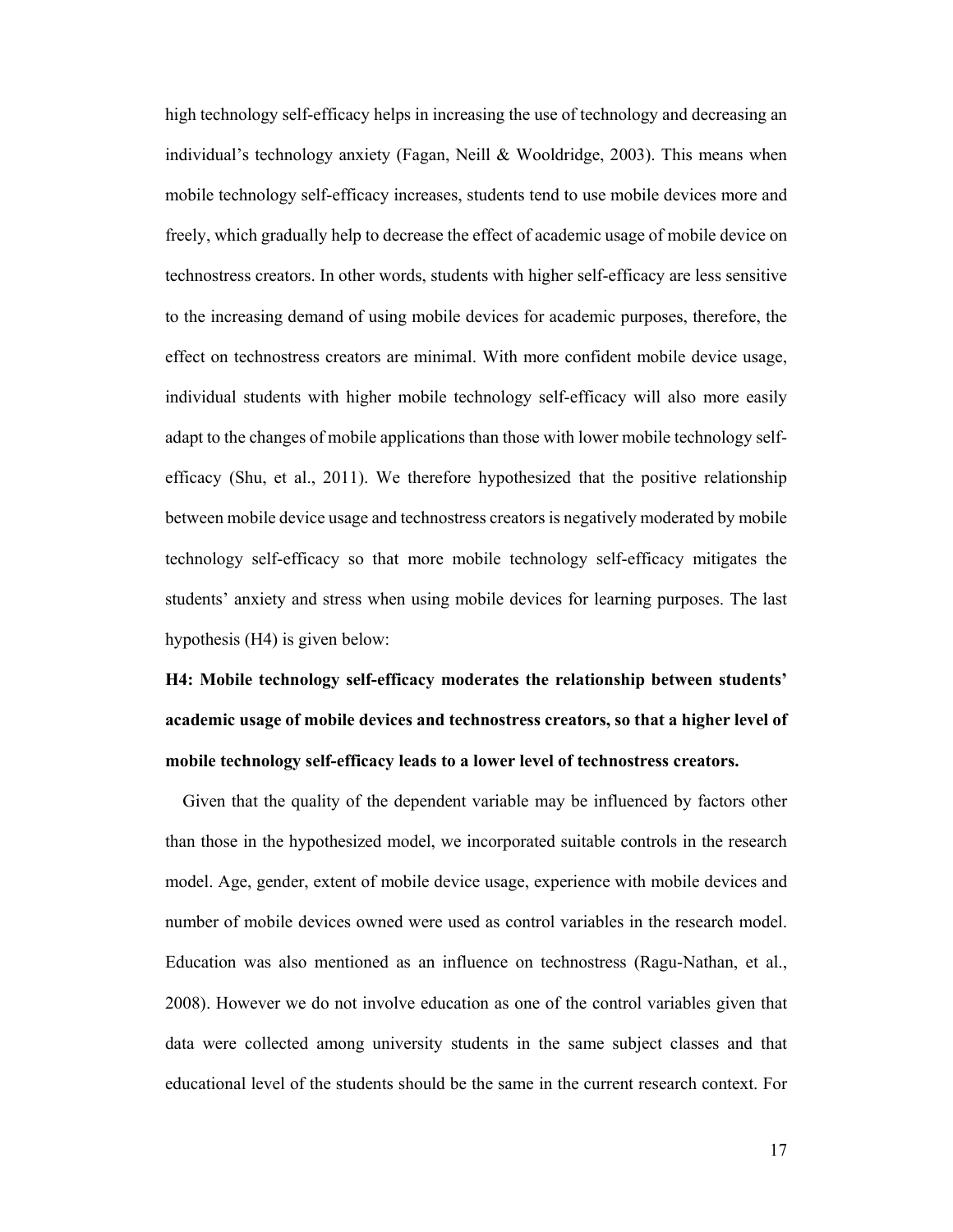high technology self-efficacy helps in increasing the use of technology and decreasing an individual's technology anxiety (Fagan, Neill & Wooldridge, 2003). This means when mobile technology self-efficacy increases, students tend to use mobile devices more and freely, which gradually help to decrease the effect of academic usage of mobile device on technostress creators. In other words, students with higher self-efficacy are less sensitive to the increasing demand of using mobile devices for academic purposes, therefore, the effect on technostress creators are minimal. With more confident mobile device usage, individual students with higher mobile technology self-efficacy will also more easily adapt to the changes of mobile applications than those with lower mobile technology self-efficacy (Shu, et al., 2011). We therefore hypothesized that the positive relationship between mobile device usage and technostress creators is negatively moderated by mobile technology self-efficacy so that more mobile technology self-efficacy mitigates the students' anxiety and stress when using mobile devices for learning purposes. The last hypothesis (H4) is given below:

**H4: Mobile technology self-efficacy moderates the relationship between students' academic usage of mobile devices and technostress creators, so that a higher level of mobile technology self-efficacy leads to a lower level of technostress creators.**

Given that the quality of the dependent variable may be influenced by factors other than those in the hypothesized model, we incorporated suitable controls in the research model. Age, gender, extent of mobile device usage, experience with mobile devices and number of mobile devices owned were used as control variables in the research model. Education was also mentioned as an influence on technostress (Ragu-Nathan, et al., 2008). However we do not involve education as one of the control variables given that data were collected among university students in the same subject classes and that educational level of the students should be the same in the current research context. For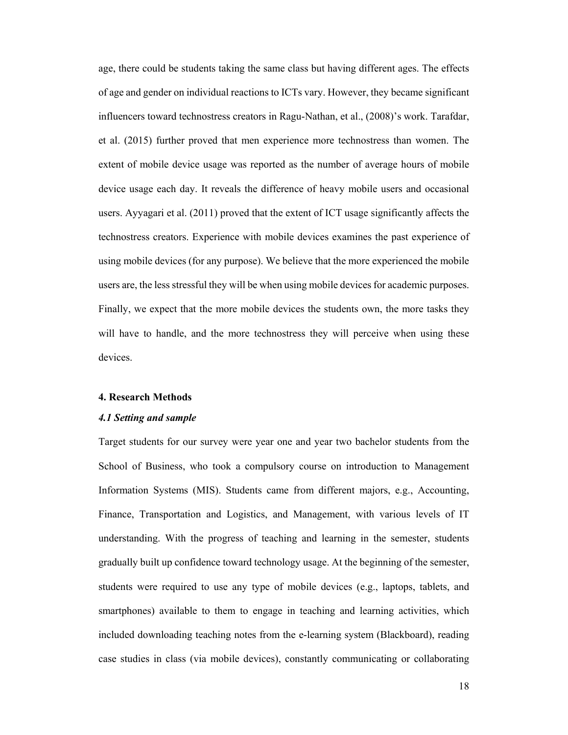age, there could be students taking the same class but having different ages. The effects of age and gender on individual reactions to ICTs vary. However, they became significant influencers toward technostress creators in Ragu-Nathan, et al., (2008)'s work. Tarafdar, et al. (2015) further proved that men experience more technostress than women. The extent of mobile device usage was reported as the number of average hours of mobile device usage each day. It reveals the difference of heavy mobile users and occasional users. Ayyagari et al. (2011) proved that the extent of ICT usage significantly affects the technostress creators. Experience with mobile devices examines the past experience of using mobile devices (for any purpose). We believe that the more experienced the mobile users are, the less stressful they will be when using mobile devices for academic purposes. Finally, we expect that the more mobile devices the students own, the more tasks they will have to handle, and the more technostress they will perceive when using these devices.

## 4. Research Methods

### *4.1 Setting and sample*

Target students for our survey were year one and year two bachelor students from the School of Business, who took a compulsory course on introduction to Management Information Systems (MIS). Students came from different majors, e.g., Accounting, Finance, Transportation and Logistics, and Management, with various levels of IT understanding. With the progress of teaching and learning in the semester, students gradually built up confidence toward technology usage. At the beginning of the semester, students were required to use any type of mobile devices (e.g., laptops, tablets, and smartphones) available to them to engage in teaching and learning activities, which included downloading teaching notes from the e-learning system (Blackboard), reading case studies in class (via mobile devices), constantly communicating or collaborating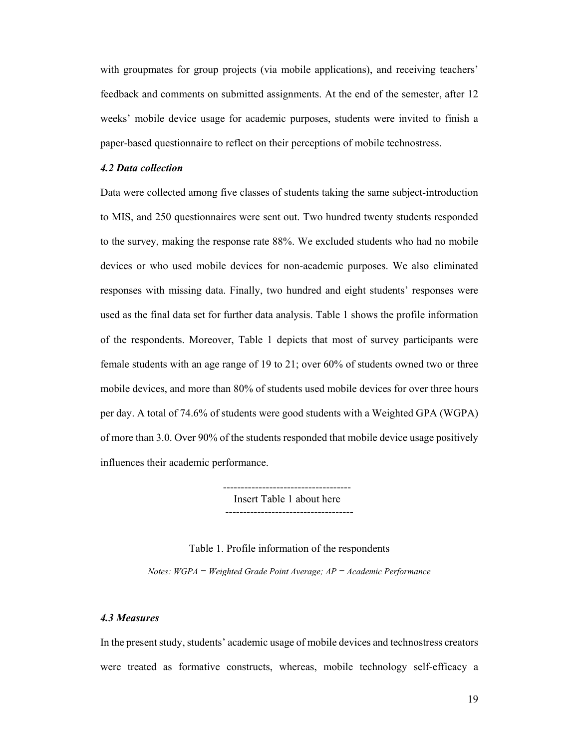with groupmates for group projects (via mobile applications), and receiving teachers' feedback and comments on submitted assignments. At the end of the semester, after 12 weeks' mobile device usage for academic purposes, students were invited to finish a paper-based questionnaire to reflect on their perceptions of mobile technostress.

### *4.2 Data collection*

Data were collected among five classes of students taking the same subject-introduction to MIS, and 250 questionnaires were sent out. Two hundred twenty students responded to the survey, making the response rate 88%. We excluded students who had no mobile devices or who used mobile devices for non-academic purposes. We also eliminated responses with missing data. Finally, two hundred and eight students' responses were used as the final data set for further data analysis. Table 1 shows the profile information of the respondents. Moreover, Table 1 depicts that most of survey participants were female students with an age range of 19 to 21; over 60% of students owned two or three mobile devices, and more than 80% of students used mobile devices for over three hours per day. A total of 74.6% of students were good students with a Weighted GPA (WGPA) of more than 3.0. Over 90% of the students responded that mobile device usage positively influences their academic performance.

-----------------------------------
Insert Table 1 about here
-----------------------------------

Table 1. Profile information of the respondents

*Notes: WGPA = Weighted Grade Point Average; AP = Academic Performance*

### *4.3 Measures*

In the present study, students' academic usage of mobile devices and technostress creators were treated as formative constructs, whereas, mobile technology self-efficacy a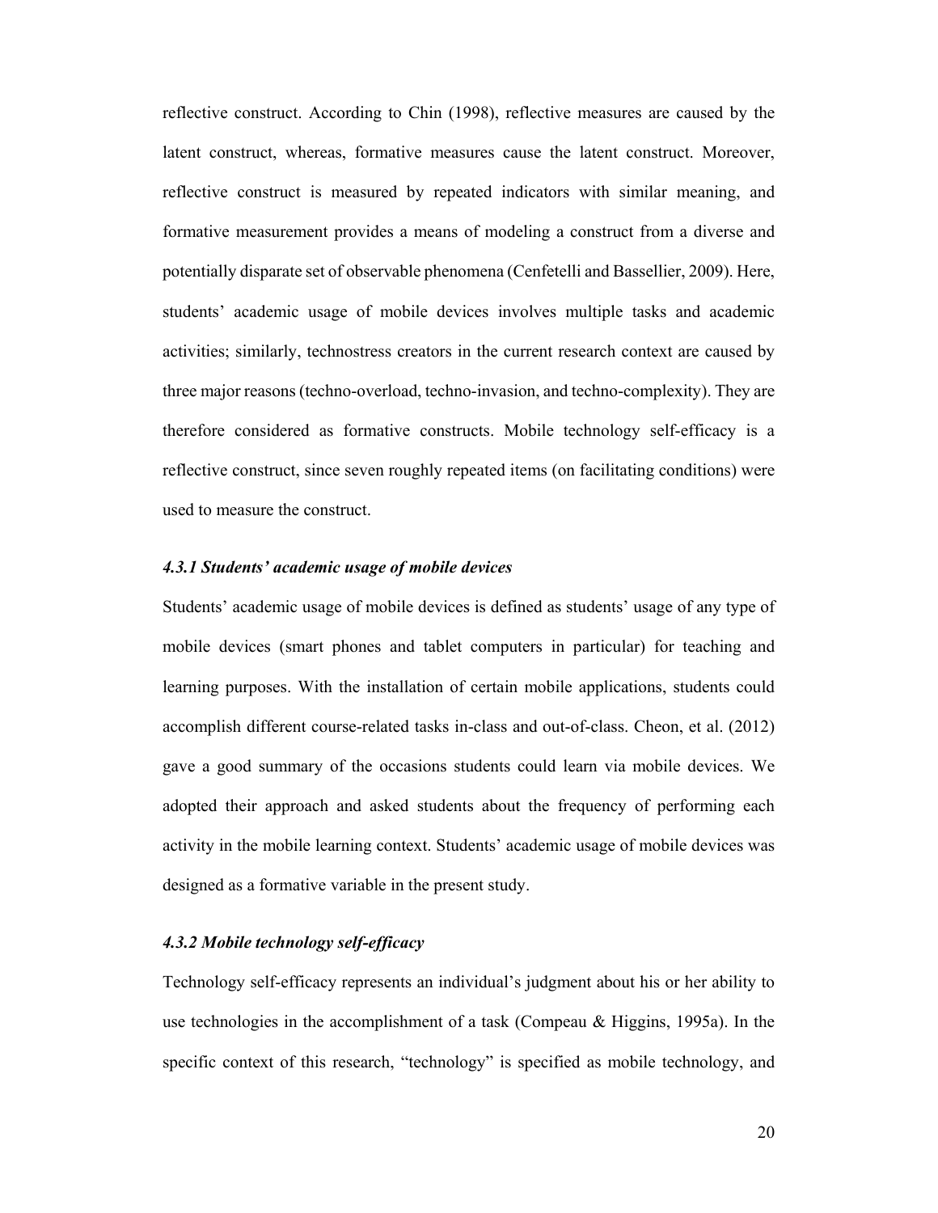reflective construct. According to Chin (1998), reflective measures are caused by the latent construct, whereas, formative measures cause the latent construct. Moreover, reflective construct is measured by repeated indicators with similar meaning, and formative measurement provides a means of modeling a construct from a diverse and potentially disparate set of observable phenomena (Cenfetelli and Bassellier, 2009). Here, students' academic usage of mobile devices involves multiple tasks and academic activities; similarly, technostress creators in the current research context are caused by three major reasons (techno-overload, techno-invasion, and techno-complexity). They are therefore considered as formative constructs. Mobile technology self-efficacy is a reflective construct, since seven roughly repeated items (on facilitating conditions) were used to measure the construct.

#### *4.3.1 Students' academic usage of mobile devices*

Students' academic usage of mobile devices is defined as students' usage of any type of mobile devices (smart phones and tablet computers in particular) for teaching and learning purposes. With the installation of certain mobile applications, students could accomplish different course-related tasks in-class and out-of-class. Cheon, et al. (2012) gave a good summary of the occasions students could learn via mobile devices. We adopted their approach and asked students about the frequency of performing each activity in the mobile learning context. Students' academic usage of mobile devices was designed as a formative variable in the present study.

#### *4.3.2 Mobile technology self-efficacy*

Technology self-efficacy represents an individual's judgment about his or her ability to use technologies in the accomplishment of a task (Compeau & Higgins, 1995a). In the specific context of this research, "technology" is specified as mobile technology, and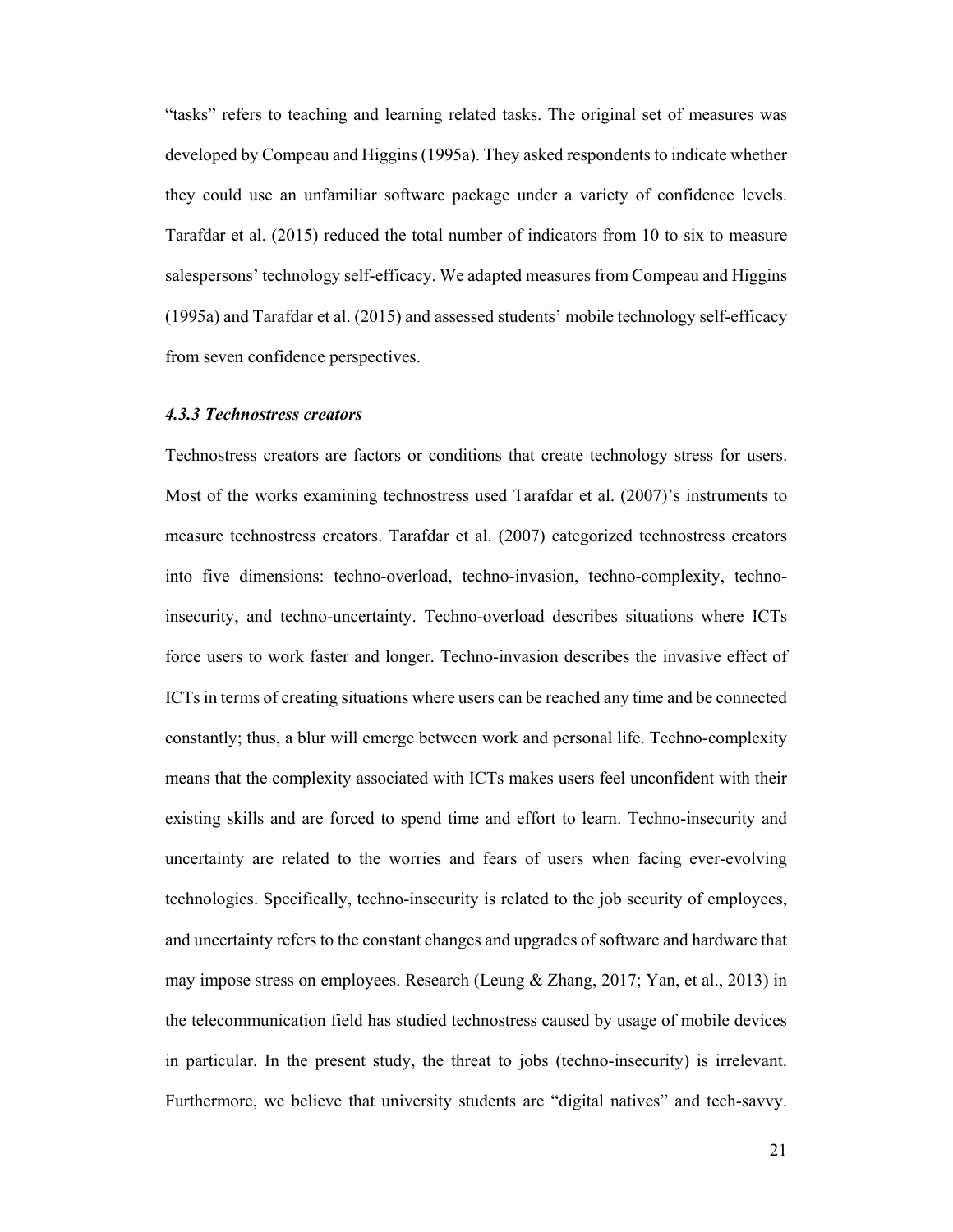"tasks" refers to teaching and learning related tasks. The original set of measures was developed by Compeau and Higgins (1995a). They asked respondents to indicate whether they could use an unfamiliar software package under a variety of confidence levels. Tarafdar et al. (2015) reduced the total number of indicators from 10 to six to measure salespersons' technology self-efficacy. We adapted measures from Compeau and Higgins (1995a) and Tarafdar et al. (2015) and assessed students' mobile technology self-efficacy from seven confidence perspectives.

#### *4.3.3 Technostress creators*

Technostress creators are factors or conditions that create technology stress for users. Most of the works examining technostress used Tarafdar et al. (2007)'s instruments to measure technostress creators. Tarafdar et al. (2007) categorized technostress creators into five dimensions: techno-overload, techno-invasion, techno-complexity, techno-insecurity, and techno-uncertainty. Techno-overload describes situations where ICTs force users to work faster and longer. Techno-invasion describes the invasive effect of ICTs in terms of creating situations where users can be reached any time and be connected constantly; thus, a blur will emerge between work and personal life. Techno-complexity means that the complexity associated with ICTs makes users feel unconfident with their existing skills and are forced to spend time and effort to learn. Techno-insecurity and uncertainty are related to the worries and fears of users when facing ever-evolving technologies. Specifically, techno-insecurity is related to the job security of employees, and uncertainty refers to the constant changes and upgrades of software and hardware that may impose stress on employees. Research (Leung & Zhang, 2017; Yan, et al., 2013) in the telecommunication field has studied technostress caused by usage of mobile devices in particular. In the present study, the threat to jobs (techno-insecurity) is irrelevant. Furthermore, we believe that university students are "digital natives" and tech-savvy.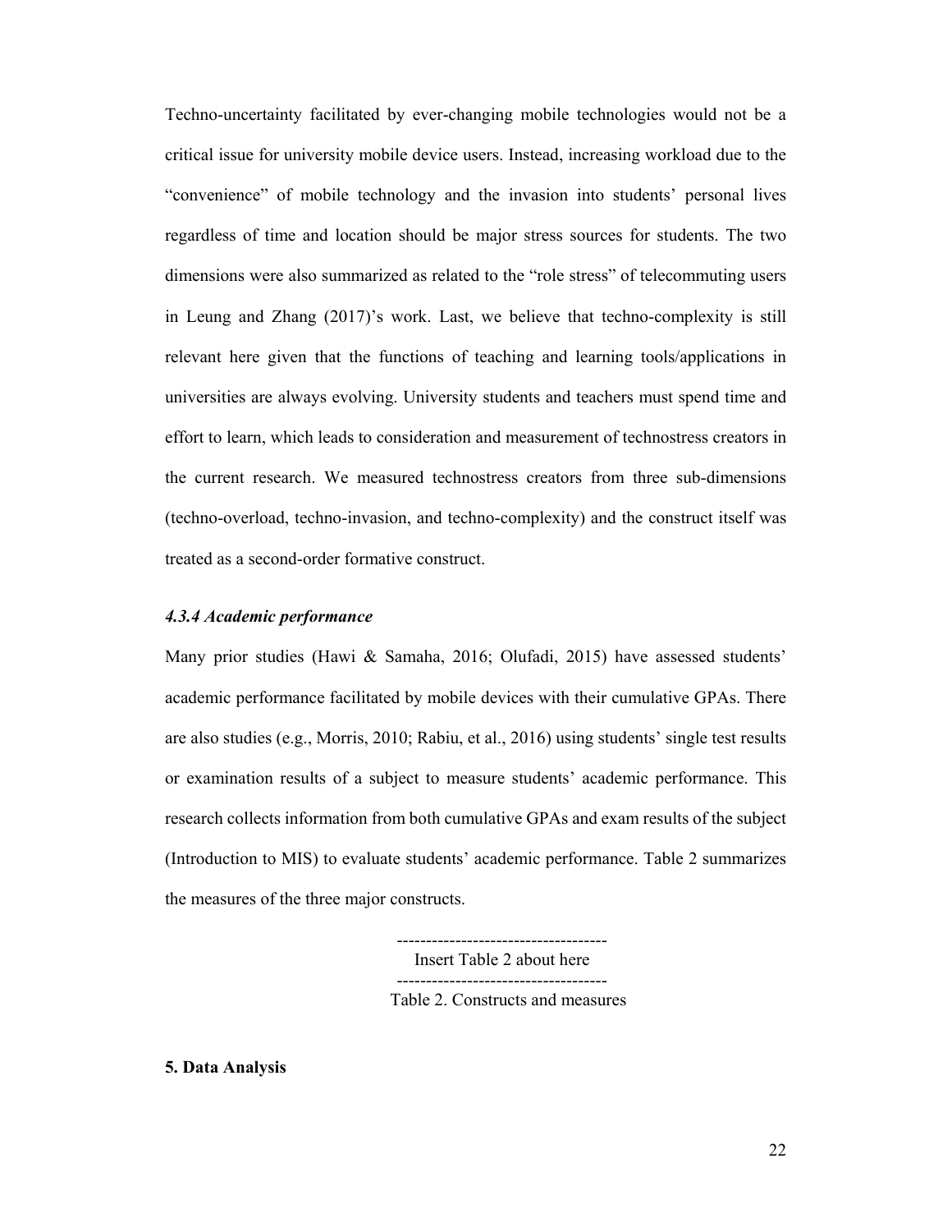Techno-uncertainty facilitated by ever-changing mobile technologies would not be a critical issue for university mobile device users. Instead, increasing workload due to the "convenience" of mobile technology and the invasion into students' personal lives regardless of time and location should be major stress sources for students. The two dimensions were also summarized as related to the "role stress" of telecommuting users in Leung and Zhang (2017)'s work. Last, we believe that techno-complexity is still relevant here given that the functions of teaching and learning tools/applications in universities are always evolving. University students and teachers must spend time and effort to learn, which leads to consideration and measurement of technostress creators in the current research. We measured technostress creators from three sub-dimensions (techno-overload, techno-invasion, and techno-complexity) and the construct itself was treated as a second-order formative construct.

#### *4.3.4 Academic performance*

Many prior studies (Hawi & Samaha, 2016; Olufadi, 2015) have assessed students' academic performance facilitated by mobile devices with their cumulative GPAs. There are also studies (e.g., Morris, 2010; Rabiu, et al., 2016) using students' single test results or examination results of a subject to measure students' academic performance. This research collects information from both cumulative GPAs and exam results of the subject (Introduction to MIS) to evaluate students' academic performance. Table 2 summarizes the measures of the three major constructs.

------------------------------------
Insert Table 2 about here
------------------------------------

Table 2. Constructs and measures

## 5. Data Analysis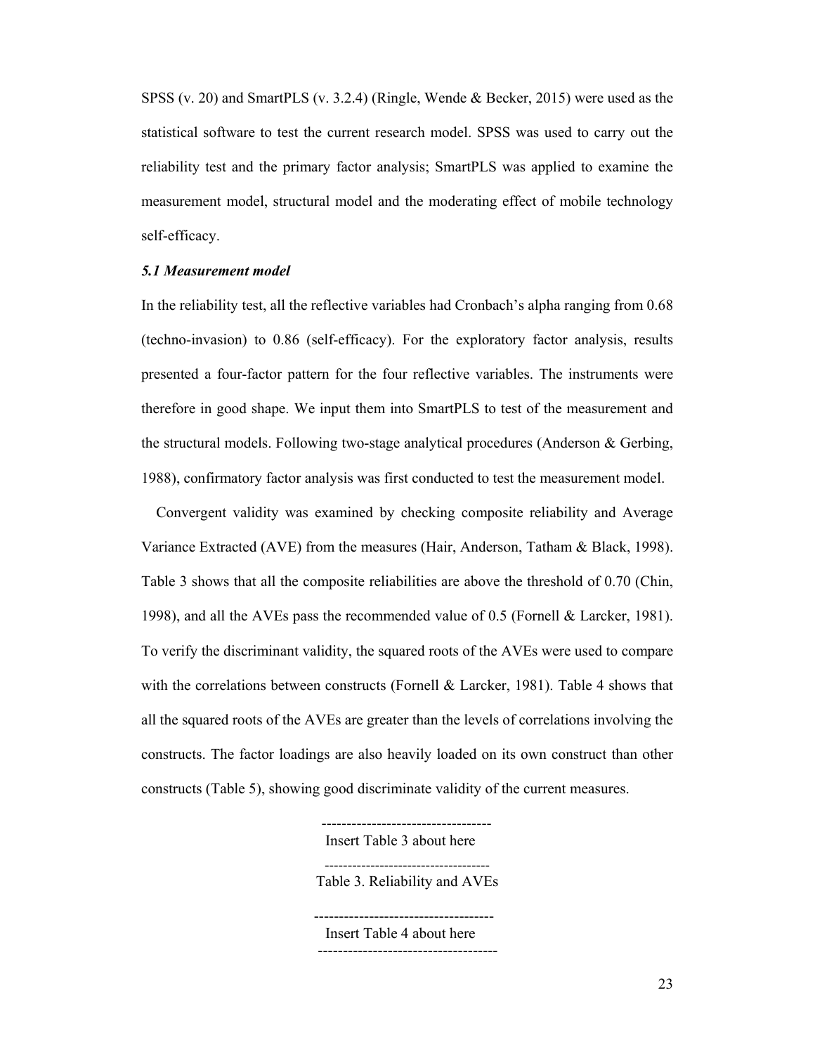SPSS (v. 20) and SmartPLS (v. 3.2.4) (Ringle, Wende & Becker, 2015) were used as the statistical software to test the current research model. SPSS was used to carry out the reliability test and the primary factor analysis; SmartPLS was applied to examine the measurement model, structural model and the moderating effect of mobile technology self-efficacy.

### *5.1 Measurement model*

In the reliability test, all the reflective variables had Cronbach's alpha ranging from 0.68 (techno-invasion) to 0.86 (self-efficacy). For the exploratory factor analysis, results presented a four-factor pattern for the four reflective variables. The instruments were therefore in good shape. We input them into SmartPLS to test of the measurement and the structural models. Following two-stage analytical procedures (Anderson & Gerbing, 1988), confirmatory factor analysis was first conducted to test the measurement model.

Convergent validity was examined by checking composite reliability and Average Variance Extracted (AVE) from the measures (Hair, Anderson, Tatham & Black, 1998). Table 3 shows that all the composite reliabilities are above the threshold of 0.70 (Chin, 1998), and all the AVEs pass the recommended value of 0.5 (Fornell & Larcker, 1981). To verify the discriminant validity, the squared roots of the AVEs were used to compare with the correlations between constructs (Fornell & Larcker, 1981). Table 4 shows that all the squared roots of the AVEs are greater than the levels of correlations involving the constructs. The factor loadings are also heavily loaded on its own construct than other constructs (Table 5), showing good discriminate validity of the current measures.

----------------------------------

Insert Table 3 about here

-----------------------------------

Table 3. Reliability and AVEs

------------------------------------

Insert Table 4 about here

------------------------------------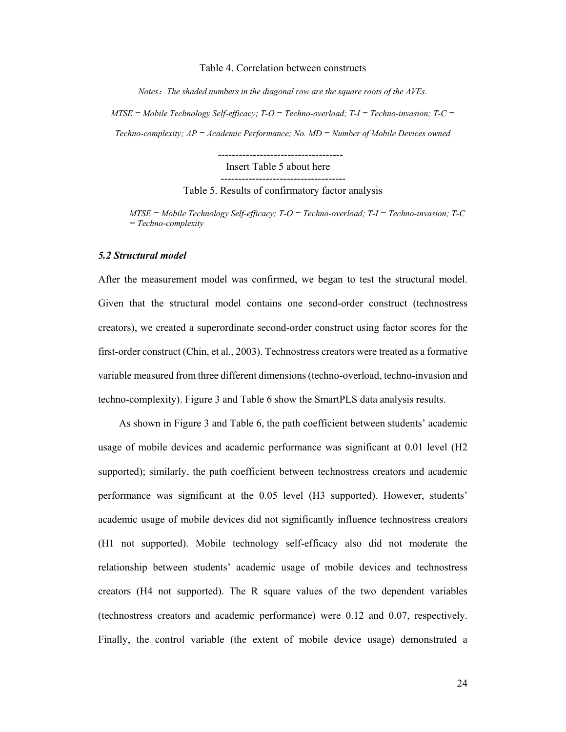Table 4. Correlation between constructs

*Notes：The shaded numbers in the diagonal row are the square roots of the AVEs.*

*MTSE = Mobile Technology Self-efficacy; T-O = Techno-overload; T-I = Techno-invasion; T-C = Techno-complexity; AP = Academic Performance; No. MD = Number of Mobile Devices owned*

------------------------------------
Insert Table 5 about here
------------------------------------

Table 5. Results of confirmatory factor analysis

*MTSE = Mobile Technology Self-efficacy; T-O = Techno-overload; T-I = Techno-invasion; T-C = Techno-complexity*

### *5.2 Structural model*

After the measurement model was confirmed, we began to test the structural model. Given that the structural model contains one second-order construct (technostress creators), we created a superordinate second-order construct using factor scores for the first-order construct (Chin, et al., 2003). Technostress creators were treated as a formative variable measured from three different dimensions (techno-overload, techno-invasion and techno-complexity). Figure 3 and Table 6 show the SmartPLS data analysis results.

As shown in Figure 3 and Table 6, the path coefficient between students' academic usage of mobile devices and academic performance was significant at 0.01 level (H2 supported); similarly, the path coefficient between technostress creators and academic performance was significant at the 0.05 level (H3 supported). However, students' academic usage of mobile devices did not significantly influence technostress creators (H1 not supported). Mobile technology self-efficacy also did not moderate the relationship between students' academic usage of mobile devices and technostress creators (H4 not supported). The R square values of the two dependent variables (technostress creators and academic performance) were 0.12 and 0.07, respectively. Finally, the control variable (the extent of mobile device usage) demonstrated a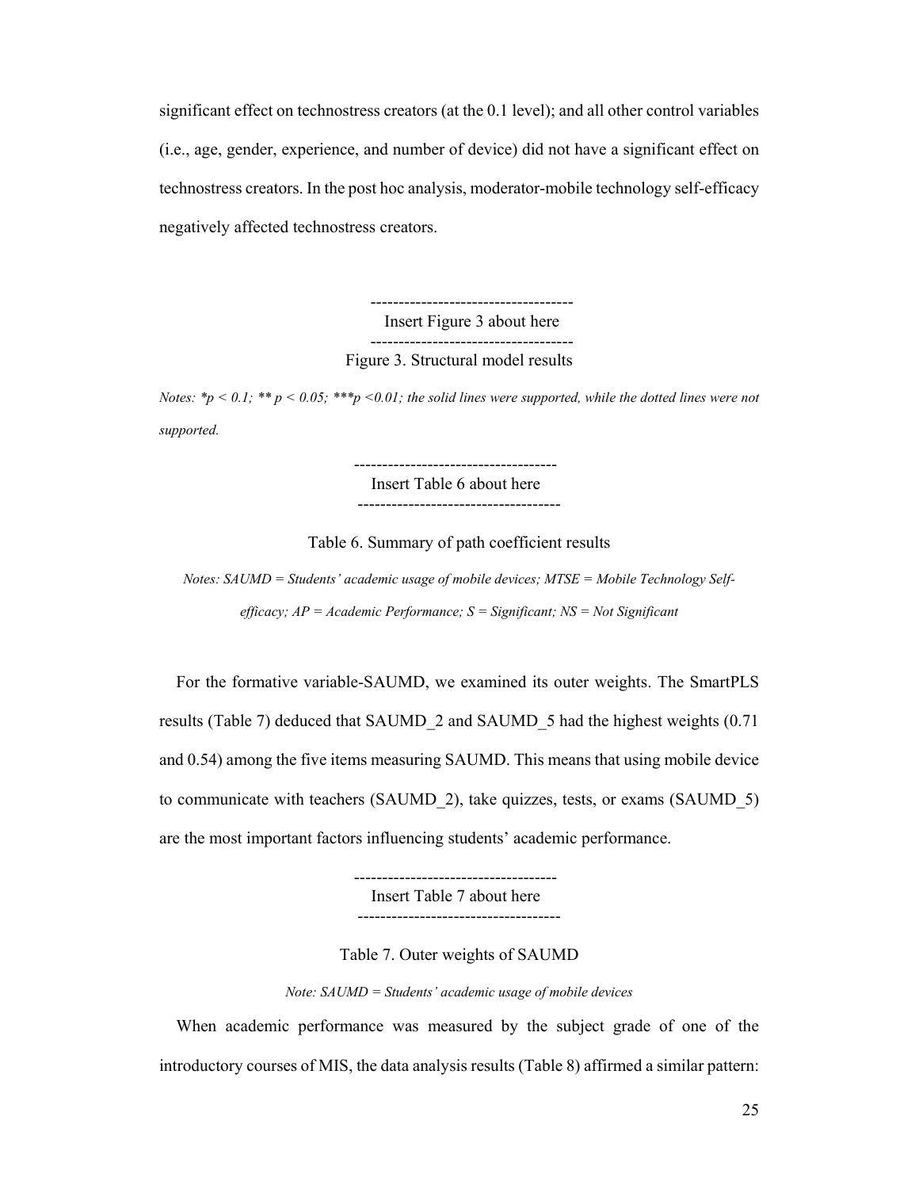significant effect on technostress creators (at the 0.1 level); and all other control variables (i.e., age, gender, experience, and number of device) did not have a significant effect on technostress creators. In the post hoc analysis, moderator-mobile technology self-efficacy negatively affected technostress creators.

------------------------------------
Insert Figure 3 about here
------------------------------------

Figure 3. Structural model results

*Notes: *p < 0.1; ** p < 0.05; ***p <0.01; the solid lines were supported, while the dotted lines were not supported.*

------------------------------------
Insert Table 6 about here
------------------------------------

Table 6. Summary of path coefficient results

*Notes: SAUMD = Students' academic usage of mobile devices; MTSE = Mobile Technology Self-efficacy; AP = Academic Performance; S = Significant; NS = Not Significant*

For the formative variable-SAUMD, we examined its outer weights. The SmartPLS results (Table 7) deduced that SAUMD_2 and SAUMD_5 had the highest weights (0.71 and 0.54) among the five items measuring SAUMD. This means that using mobile device to communicate with teachers (SAUMD_2), take quizzes, tests, or exams (SAUMD_5) are the most important factors influencing students' academic performance.

------------------------------------
Insert Table 7 about here
------------------------------------

Table 7. Outer weights of SAUMD

*Note: SAUMD = Students' academic usage of mobile devices*

When academic performance was measured by the subject grade of one of the introductory courses of MIS, the data analysis results (Table 8) affirmed a similar pattern: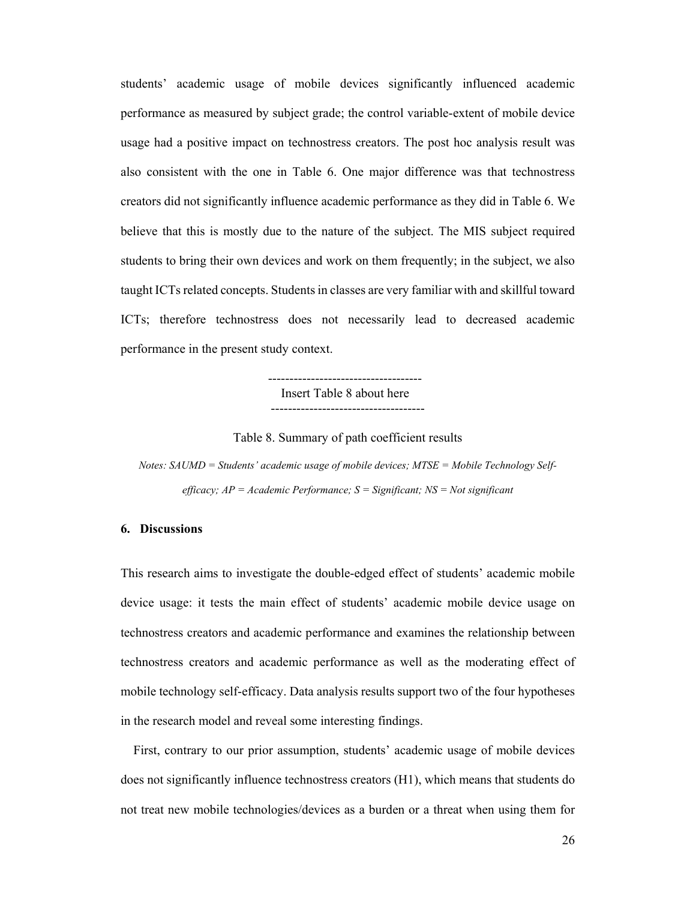students' academic usage of mobile devices significantly influenced academic performance as measured by subject grade; the control variable-extent of mobile device usage had a positive impact on technostress creators. The post hoc analysis result was also consistent with the one in Table 6. One major difference was that technostress creators did not significantly influence academic performance as they did in Table 6. We believe that this is mostly due to the nature of the subject. The MIS subject required students to bring their own devices and work on them frequently; in the subject, we also taught ICTs related concepts. Students in classes are very familiar with and skillful toward ICTs; therefore technostress does not necessarily lead to decreased academic performance in the present study context.

------------------------------------
Insert Table 8 about here
------------------------------------

Table 8. Summary of path coefficient results

*Notes: SAUMD = Students' academic usage of mobile devices; MTSE = Mobile Technology Self-efficacy; AP = Academic Performance; S = Significant; NS = Not significant*

## 6. Discussions

This research aims to investigate the double-edged effect of students' academic mobile device usage: it tests the main effect of students' academic mobile device usage on technostress creators and academic performance and examines the relationship between technostress creators and academic performance as well as the moderating effect of mobile technology self-efficacy. Data analysis results support two of the four hypotheses in the research model and reveal some interesting findings.

First, contrary to our prior assumption, students' academic usage of mobile devices does not significantly influence technostress creators (H1), which means that students do not treat new mobile technologies/devices as a burden or a threat when using them for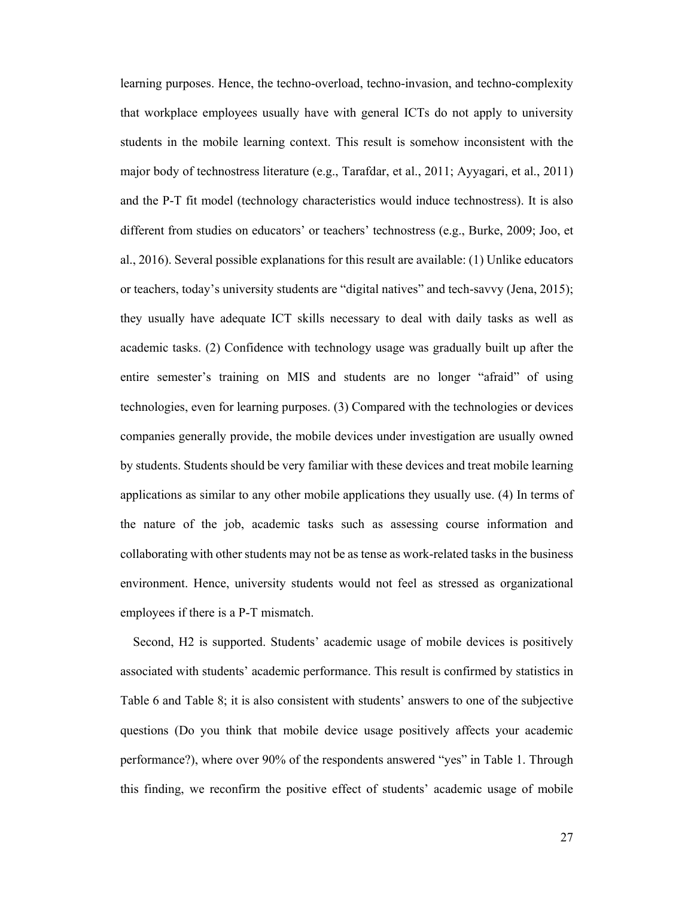learning purposes. Hence, the techno-overload, techno-invasion, and techno-complexity that workplace employees usually have with general ICTs do not apply to university students in the mobile learning context. This result is somehow inconsistent with the major body of technostress literature (e.g., Tarafdar, et al., 2011; Ayyagari, et al., 2011) and the P-T fit model (technology characteristics would induce technostress). It is also different from studies on educators' or teachers' technostress (e.g., Burke, 2009; Joo, et al., 2016). Several possible explanations for this result are available: (1) Unlike educators or teachers, today's university students are "digital natives" and tech-savvy (Jena, 2015); they usually have adequate ICT skills necessary to deal with daily tasks as well as academic tasks. (2) Confidence with technology usage was gradually built up after the entire semester's training on MIS and students are no longer "afraid" of using technologies, even for learning purposes. (3) Compared with the technologies or devices companies generally provide, the mobile devices under investigation are usually owned by students. Students should be very familiar with these devices and treat mobile learning applications as similar to any other mobile applications they usually use. (4) In terms of the nature of the job, academic tasks such as assessing course information and collaborating with other students may not be as tense as work-related tasks in the business environment. Hence, university students would not feel as stressed as organizational employees if there is a P-T mismatch.

Second, H2 is supported. Students' academic usage of mobile devices is positively associated with students' academic performance. This result is confirmed by statistics in Table 6 and Table 8; it is also consistent with students' answers to one of the subjective questions (Do you think that mobile device usage positively affects your academic performance?), where over 90% of the respondents answered "yes" in Table 1. Through this finding, we reconfirm the positive effect of students' academic usage of mobile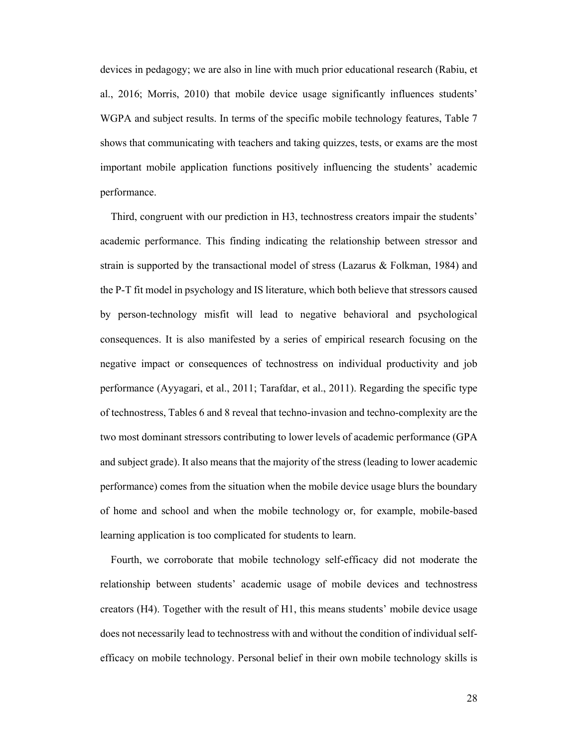devices in pedagogy; we are also in line with much prior educational research (Rabiu, et al., 2016; Morris, 2010) that mobile device usage significantly influences students' WGPA and subject results. In terms of the specific mobile technology features, Table 7 shows that communicating with teachers and taking quizzes, tests, or exams are the most important mobile application functions positively influencing the students' academic performance.

Third, congruent with our prediction in H3, technostress creators impair the students' academic performance. This finding indicating the relationship between stressor and strain is supported by the transactional model of stress (Lazarus & Folkman, 1984) and the P-T fit model in psychology and IS literature, which both believe that stressors caused by person-technology misfit will lead to negative behavioral and psychological consequences. It is also manifested by a series of empirical research focusing on the negative impact or consequences of technostress on individual productivity and job performance (Ayyagari, et al., 2011; Tarafdar, et al., 2011). Regarding the specific type of technostress, Tables 6 and 8 reveal that techno-invasion and techno-complexity are the two most dominant stressors contributing to lower levels of academic performance (GPA and subject grade). It also means that the majority of the stress (leading to lower academic performance) comes from the situation when the mobile device usage blurs the boundary of home and school and when the mobile technology or, for example, mobile-based learning application is too complicated for students to learn.

Fourth, we corroborate that mobile technology self-efficacy did not moderate the relationship between students' academic usage of mobile devices and technostress creators (H4). Together with the result of H1, this means students' mobile device usage does not necessarily lead to technostress with and without the condition of individual self-efficacy on mobile technology. Personal belief in their own mobile technology skills is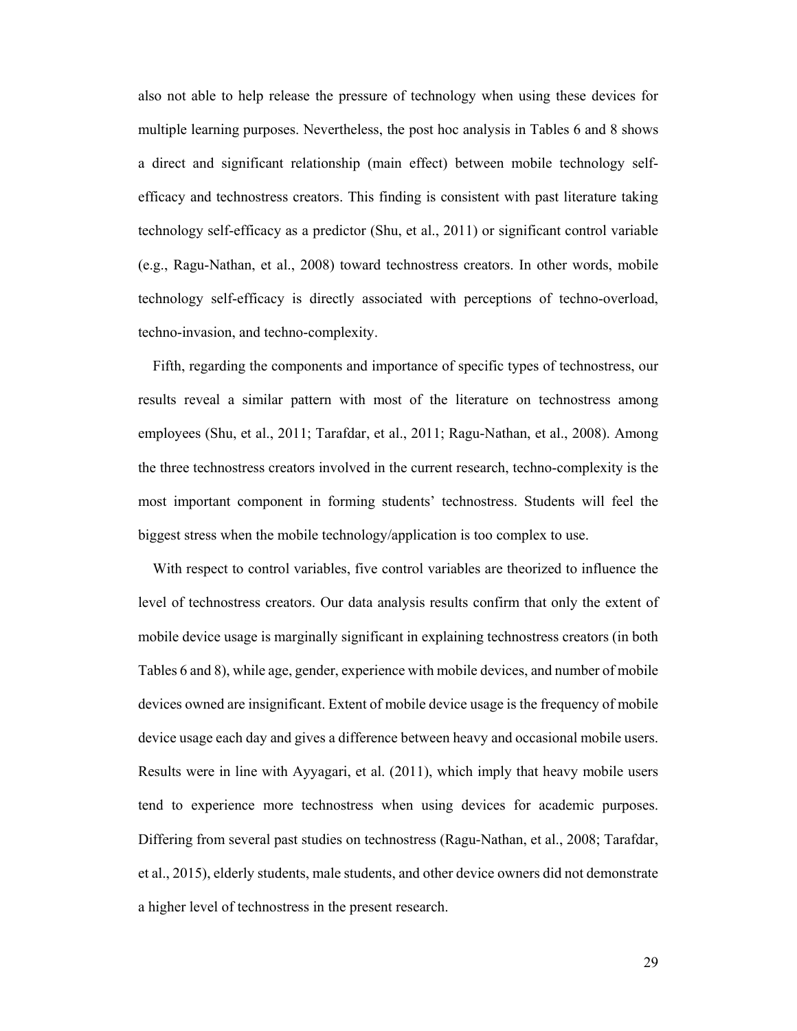also not able to help release the pressure of technology when using these devices for multiple learning purposes. Nevertheless, the post hoc analysis in Tables 6 and 8 shows a direct and significant relationship (main effect) between mobile technology self-efficacy and technostress creators. This finding is consistent with past literature taking technology self-efficacy as a predictor (Shu, et al., 2011) or significant control variable (e.g., Ragu-Nathan, et al., 2008) toward technostress creators. In other words, mobile technology self-efficacy is directly associated with perceptions of techno-overload, techno-invasion, and techno-complexity.

Fifth, regarding the components and importance of specific types of technostress, our results reveal a similar pattern with most of the literature on technostress among employees (Shu, et al., 2011; Tarafdar, et al., 2011; Ragu-Nathan, et al., 2008). Among the three technostress creators involved in the current research, techno-complexity is the most important component in forming students' technostress. Students will feel the biggest stress when the mobile technology/application is too complex to use.

With respect to control variables, five control variables are theorized to influence the level of technostress creators. Our data analysis results confirm that only the extent of mobile device usage is marginally significant in explaining technostress creators (in both Tables 6 and 8), while age, gender, experience with mobile devices, and number of mobile devices owned are insignificant. Extent of mobile device usage is the frequency of mobile device usage each day and gives a difference between heavy and occasional mobile users. Results were in line with Ayyagari, et al. (2011), which imply that heavy mobile users tend to experience more technostress when using devices for academic purposes. Differing from several past studies on technostress (Ragu-Nathan, et al., 2008; Tarafdar, et al., 2015), elderly students, male students, and other device owners did not demonstrate a higher level of technostress in the present research.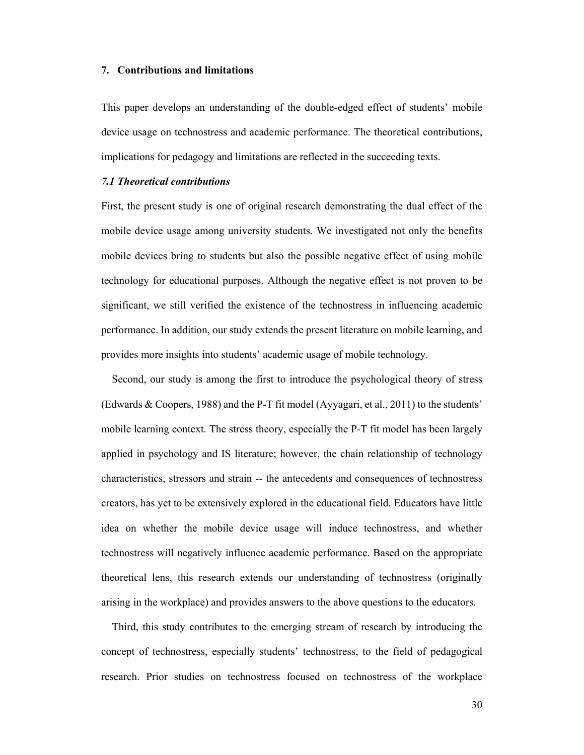## 7. Contributions and limitations

This paper develops an understanding of the double-edged effect of students' mobile device usage on technostress and academic performance. The theoretical contributions, implications for pedagogy and limitations are reflected in the succeeding texts.

### *7.1 Theoretical contributions*

First, the present study is one of original research demonstrating the dual effect of the mobile device usage among university students. We investigated not only the benefits mobile devices bring to students but also the possible negative effect of using mobile technology for educational purposes. Although the negative effect is not proven to be significant, we still verified the existence of the technostress in influencing academic performance. In addition, our study extends the present literature on mobile learning, and provides more insights into students' academic usage of mobile technology.

Second, our study is among the first to introduce the psychological theory of stress (Edwards & Coopers, 1988) and the P-T fit model (Ayyagari, et al., 2011) to the students' mobile learning context. The stress theory, especially the P-T fit model has been largely applied in psychology and IS literature; however, the chain relationship of technology characteristics, stressors and strain -- the antecedents and consequences of technostress creators, has yet to be extensively explored in the educational field. Educators have little idea on whether the mobile device usage will induce technostress, and whether technostress will negatively influence academic performance. Based on the appropriate theoretical lens, this research extends our understanding of technostress (originally arising in the workplace) and provides answers to the above questions to the educators.

Third, this study contributes to the emerging stream of research by introducing the concept of technostress, especially students' technostress, to the field of pedagogical research. Prior studies on technostress focused on technostress of the workplace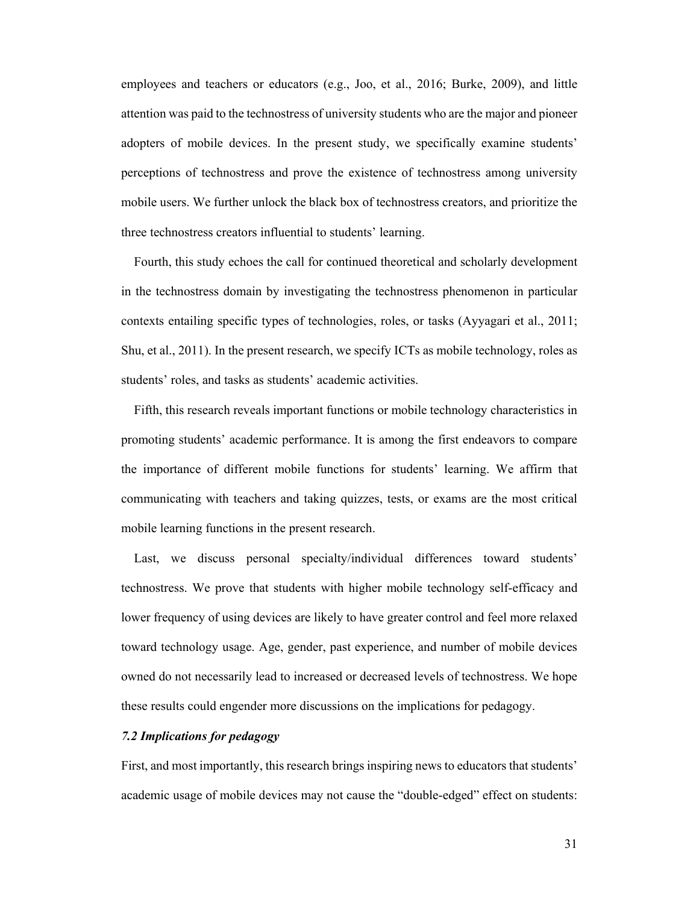employees and teachers or educators (e.g., Joo, et al., 2016; Burke, 2009), and little attention was paid to the technostress of university students who are the major and pioneer adopters of mobile devices. In the present study, we specifically examine students' perceptions of technostress and prove the existence of technostress among university mobile users. We further unlock the black box of technostress creators, and prioritize the three technostress creators influential to students' learning.

Fourth, this study echoes the call for continued theoretical and scholarly development in the technostress domain by investigating the technostress phenomenon in particular contexts entailing specific types of technologies, roles, or tasks (Ayyagari et al., 2011; Shu, et al., 2011). In the present research, we specify ICTs as mobile technology, roles as students' roles, and tasks as students' academic activities.

Fifth, this research reveals important functions or mobile technology characteristics in promoting students' academic performance. It is among the first endeavors to compare the importance of different mobile functions for students' learning. We affirm that communicating with teachers and taking quizzes, tests, or exams are the most critical mobile learning functions in the present research.

Last, we discuss personal specialty/individual differences toward students' technostress. We prove that students with higher mobile technology self-efficacy and lower frequency of using devices are likely to have greater control and feel more relaxed toward technology usage. Age, gender, past experience, and number of mobile devices owned do not necessarily lead to increased or decreased levels of technostress. We hope these results could engender more discussions on the implications for pedagogy.

### *7.2 Implications for pedagogy*

First, and most importantly, this research brings inspiring news to educators that students' academic usage of mobile devices may not cause the "double-edged" effect on students: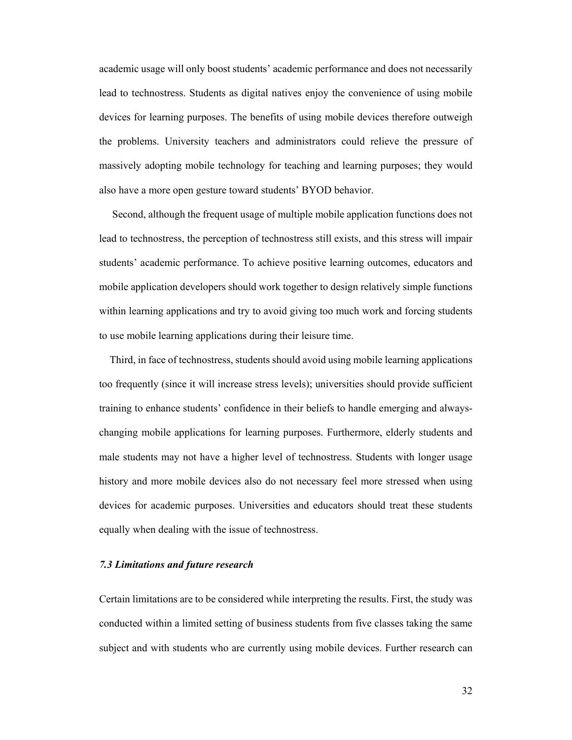academic usage will only boost students' academic performance and does not necessarily lead to technostress. Students as digital natives enjoy the convenience of using mobile devices for learning purposes. The benefits of using mobile devices therefore outweigh the problems. University teachers and administrators could relieve the pressure of massively adopting mobile technology for teaching and learning purposes; they would also have a more open gesture toward students' BYOD behavior.

Second, although the frequent usage of multiple mobile application functions does not lead to technostress, the perception of technostress still exists, and this stress will impair students' academic performance. To achieve positive learning outcomes, educators and mobile application developers should work together to design relatively simple functions within learning applications and try to avoid giving too much work and forcing students to use mobile learning applications during their leisure time.

Third, in face of technostress, students should avoid using mobile learning applications too frequently (since it will increase stress levels); universities should provide sufficient training to enhance students' confidence in their beliefs to handle emerging and always-changing mobile applications for learning purposes. Furthermore, elderly students and male students may not have a higher level of technostress. Students with longer usage history and more mobile devices also do not necessary feel more stressed when using devices for academic purposes. Universities and educators should treat these students equally when dealing with the issue of technostress.

### *7.3 Limitations and future research*

Certain limitations are to be considered while interpreting the results. First, the study was conducted within a limited setting of business students from five classes taking the same subject and with students who are currently using mobile devices. Further research can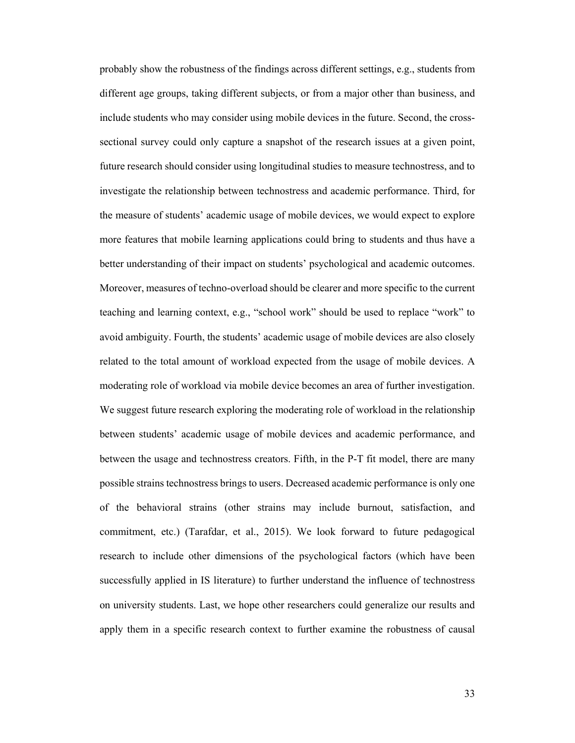probably show the robustness of the findings across different settings, e.g., students from different age groups, taking different subjects, or from a major other than business, and include students who may consider using mobile devices in the future. Second, the cross-sectional survey could only capture a snapshot of the research issues at a given point, future research should consider using longitudinal studies to measure technostress, and to investigate the relationship between technostress and academic performance. Third, for the measure of students' academic usage of mobile devices, we would expect to explore more features that mobile learning applications could bring to students and thus have a better understanding of their impact on students' psychological and academic outcomes. Moreover, measures of techno-overload should be clearer and more specific to the current teaching and learning context, e.g., "school work" should be used to replace "work" to avoid ambiguity. Fourth, the students' academic usage of mobile devices are also closely related to the total amount of workload expected from the usage of mobile devices. A moderating role of workload via mobile device becomes an area of further investigation. We suggest future research exploring the moderating role of workload in the relationship between students' academic usage of mobile devices and academic performance, and between the usage and technostress creators. Fifth, in the P-T fit model, there are many possible strains technostress brings to users. Decreased academic performance is only one of the behavioral strains (other strains may include burnout, satisfaction, and commitment, etc.) (Tarafdar, et al., 2015). We look forward to future pedagogical research to include other dimensions of the psychological factors (which have been successfully applied in IS literature) to further understand the influence of technostress on university students. Last, we hope other researchers could generalize our results and apply them in a specific research context to further examine the robustness of causal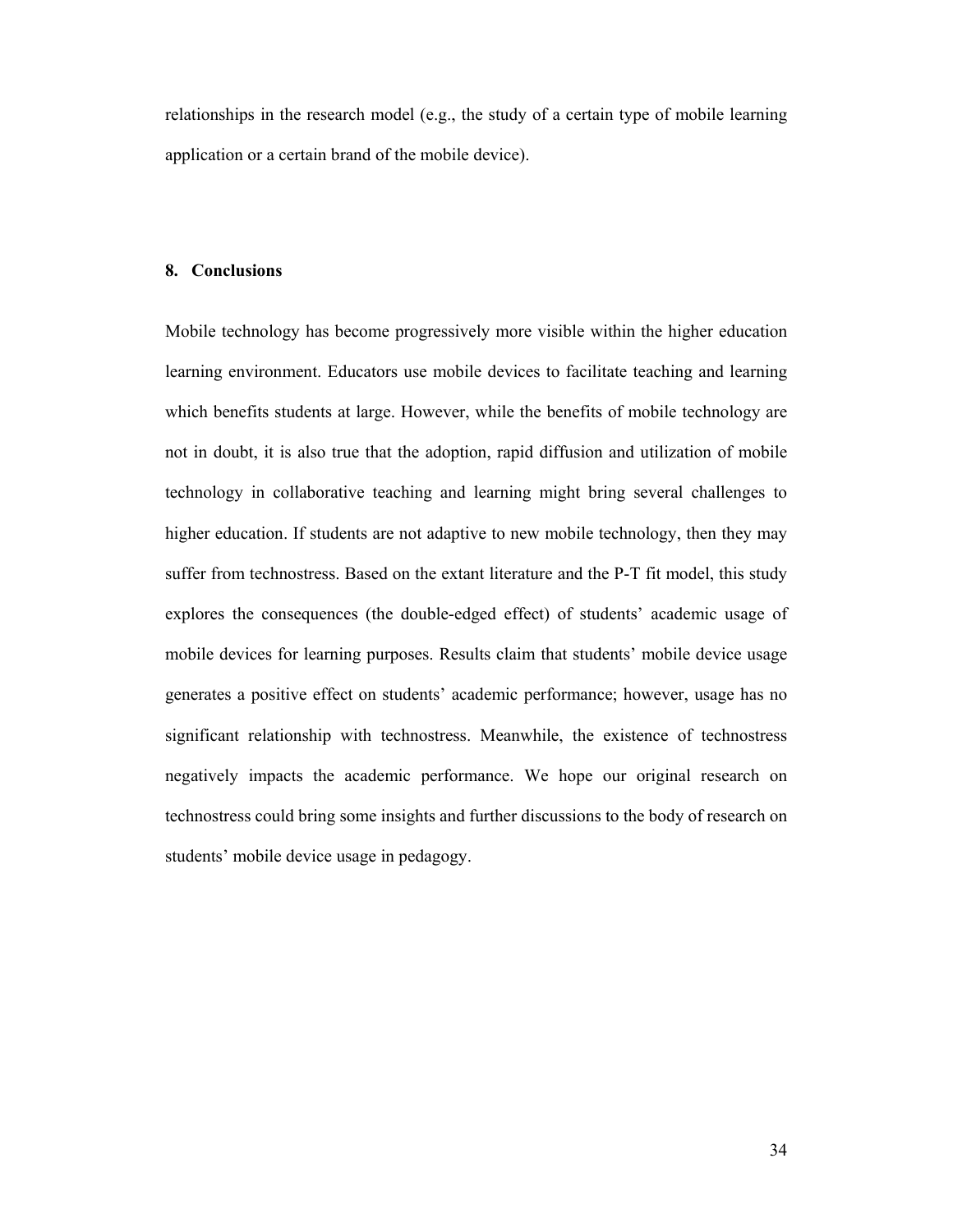relationships in the research model (e.g., the study of a certain type of mobile learning application or a certain brand of the mobile device).

## 8. Conclusions

Mobile technology has become progressively more visible within the higher education learning environment. Educators use mobile devices to facilitate teaching and learning which benefits students at large. However, while the benefits of mobile technology are not in doubt, it is also true that the adoption, rapid diffusion and utilization of mobile technology in collaborative teaching and learning might bring several challenges to higher education. If students are not adaptive to new mobile technology, then they may suffer from technostress. Based on the extant literature and the P-T fit model, this study explores the consequences (the double-edged effect) of students' academic usage of mobile devices for learning purposes. Results claim that students' mobile device usage generates a positive effect on students' academic performance; however, usage has no significant relationship with technostress. Meanwhile, the existence of technostress negatively impacts the academic performance. We hope our original research on technostress could bring some insights and further discussions to the body of research on students' mobile device usage in pedagogy.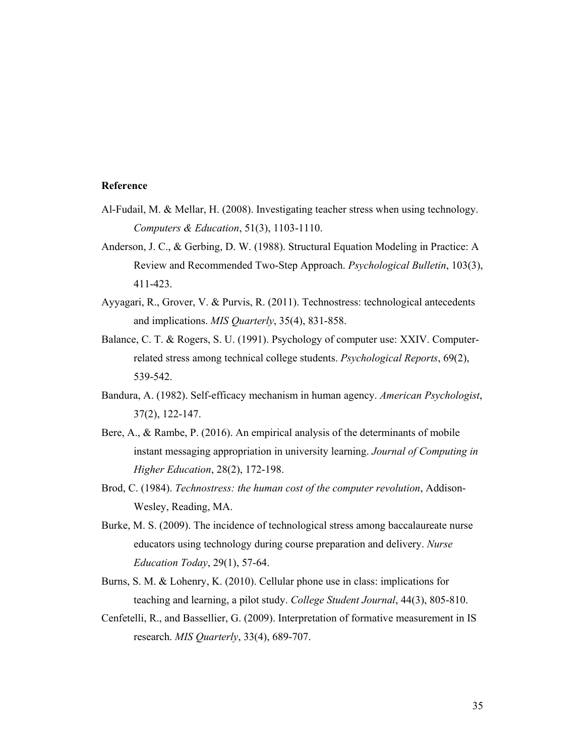**Reference**

Al-Fudail, M. & Mellar, H. (2008). Investigating teacher stress when using technology. *Computers & Education*, 51(3), 1103-1110.

Anderson, J. C., & Gerbing, D. W. (1988). Structural Equation Modeling in Practice: A Review and Recommended Two-Step Approach. *Psychological Bulletin*, 103(3), 411-423.

Ayyagari, R., Grover, V. & Purvis, R. (2011). Technostress: technological antecedents and implications. *MIS Quarterly*, 35(4), 831-858.

Balance, C. T. & Rogers, S. U. (1991). Psychology of computer use: XXIV. Computer-related stress among technical college students. *Psychological Reports*, 69(2), 539-542.

Bandura, A. (1982). Self-efficacy mechanism in human agency. *American Psychologist*, 37(2), 122-147.

Bere, A., & Rambe, P. (2016). An empirical analysis of the determinants of mobile instant messaging appropriation in university learning. *Journal of Computing in Higher Education*, 28(2), 172-198.

Brod, C. (1984). *Technostress: the human cost of the computer revolution*, Addison-Wesley, Reading, MA.

Burke, M. S. (2009). The incidence of technological stress among baccalaureate nurse educators using technology during course preparation and delivery. *Nurse Education Today*, 29(1), 57-64.

Burns, S. M. & Lohenry, K. (2010). Cellular phone use in class: implications for teaching and learning, a pilot study. *College Student Journal*, 44(3), 805-810.

Cenfetelli, R., and Bassellier, G. (2009). Interpretation of formative measurement in IS research. *MIS Quarterly*, 33(4), 689-707.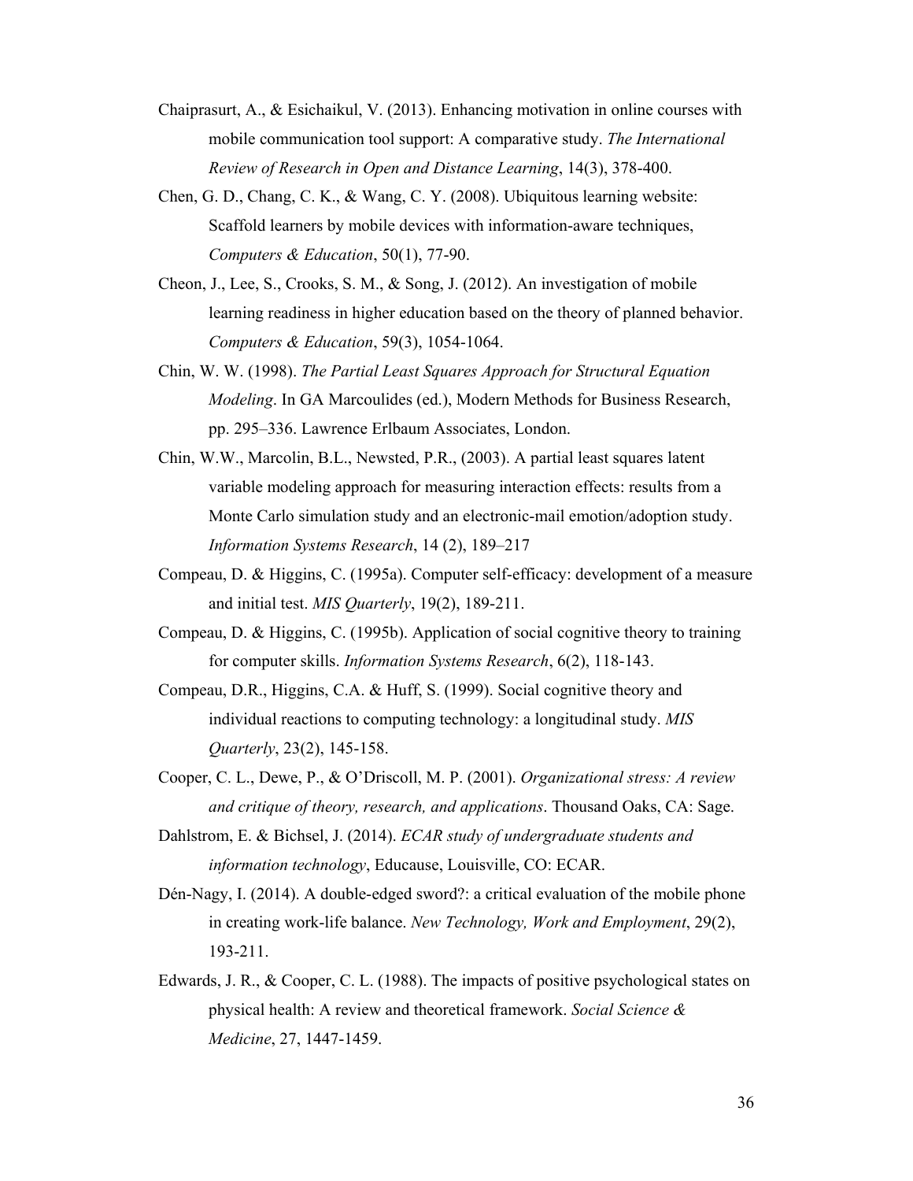Chaiprasurt, A., & Esichaikul, V. (2013). Enhancing motivation in online courses with mobile communication tool support: A comparative study. *The International Review of Research in Open and Distance Learning*, 14(3), 378-400.

Chen, G. D., Chang, C. K., & Wang, C. Y. (2008). Ubiquitous learning website: Scaffold learners by mobile devices with information-aware techniques, *Computers & Education*, 50(1), 77-90.

Cheon, J., Lee, S., Crooks, S. M., & Song, J. (2012). An investigation of mobile learning readiness in higher education based on the theory of planned behavior. *Computers & Education*, 59(3), 1054-1064.

Chin, W. W. (1998). *The Partial Least Squares Approach for Structural Equation Modeling*. In GA Marcoulides (ed.), Modern Methods for Business Research, pp. 295–336. Lawrence Erlbaum Associates, London.

Chin, W.W., Marcolin, B.L., Newsted, P.R., (2003). A partial least squares latent variable modeling approach for measuring interaction effects: results from a Monte Carlo simulation study and an electronic-mail emotion/adoption study. *Information Systems Research*, 14 (2), 189–217

Compeau, D. & Higgins, C. (1995a). Computer self-efficacy: development of a measure and initial test. *MIS Quarterly*, 19(2), 189-211.

Compeau, D. & Higgins, C. (1995b). Application of social cognitive theory to training for computer skills. *Information Systems Research*, 6(2), 118-143.

Compeau, D.R., Higgins, C.A. & Huff, S. (1999). Social cognitive theory and individual reactions to computing technology: a longitudinal study. *MIS Quarterly*, 23(2), 145-158.

Cooper, C. L., Dewe, P., & O'Driscoll, M. P. (2001). *Organizational stress: A review and critique of theory, research, and applications*. Thousand Oaks, CA: Sage.

Dahlstrom, E. & Bichsel, J. (2014). *ECAR study of undergraduate students and information technology*, Educause, Louisville, CO: ECAR.

Dén-Nagy, I. (2014). A double-edged sword?: a critical evaluation of the mobile phone in creating work-life balance. *New Technology, Work and Employment*, 29(2), 193-211.

Edwards, J. R., & Cooper, C. L. (1988). The impacts of positive psychological states on physical health: A review and theoretical framework. *Social Science & Medicine*, 27, 1447-1459.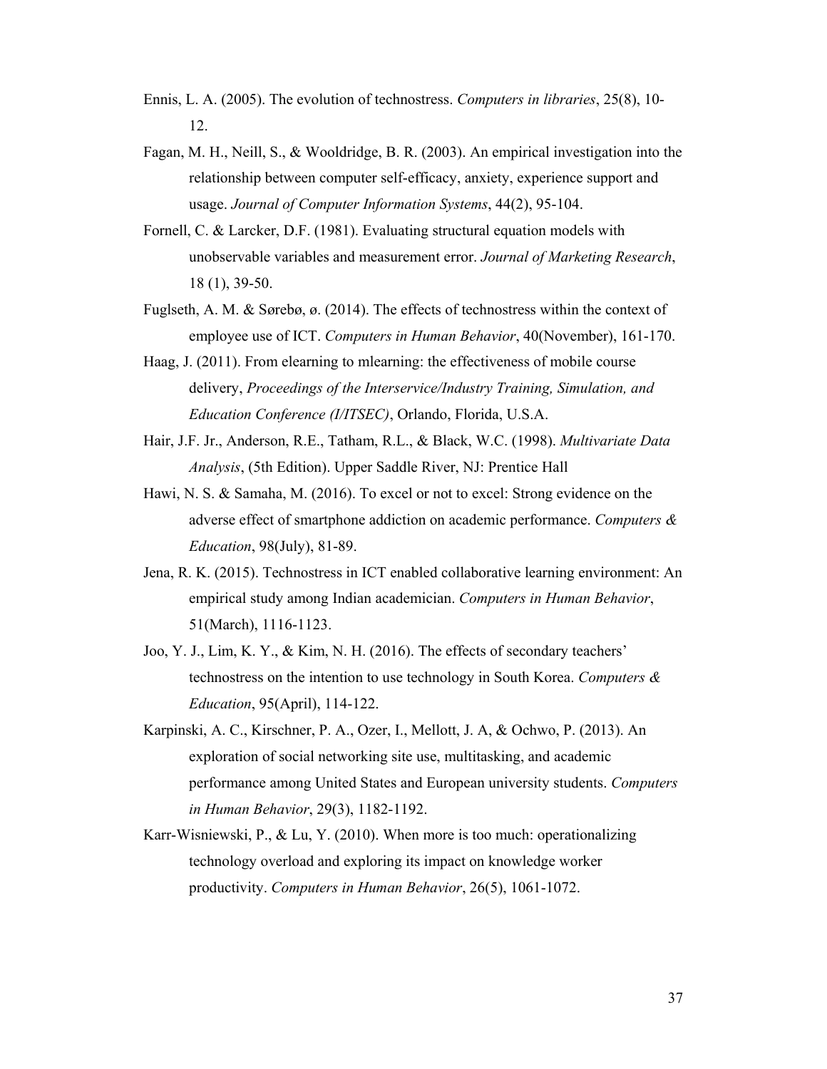Ennis, L. A. (2005). The evolution of technostress. *Computers in libraries*, 25(8), 10-12.

Fagan, M. H., Neill, S., & Wooldridge, B. R. (2003). An empirical investigation into the relationship between computer self-efficacy, anxiety, experience support and usage. *Journal of Computer Information Systems*, 44(2), 95-104.

Fornell, C. & Larcker, D.F. (1981). Evaluating structural equation models with unobservable variables and measurement error. *Journal of Marketing Research*, 18 (1), 39-50.

Fuglseth, A. M. & Sørebø, ø. (2014). The effects of technostress within the context of employee use of ICT. *Computers in Human Behavior*, 40(November), 161-170.

Haag, J. (2011). From elearning to mlearning: the effectiveness of mobile course delivery, *Proceedings of the Interservice/Industry Training, Simulation, and Education Conference (I/ITSEC)*, Orlando, Florida, U.S.A.

Hair, J.F. Jr., Anderson, R.E., Tatham, R.L., & Black, W.C. (1998). *Multivariate Data Analysis*, (5th Edition). Upper Saddle River, NJ: Prentice Hall

Hawi, N. S. & Samaha, M. (2016). To excel or not to excel: Strong evidence on the adverse effect of smartphone addiction on academic performance. *Computers & Education*, 98(July), 81-89.

Jena, R. K. (2015). Technostress in ICT enabled collaborative learning environment: An empirical study among Indian academician. *Computers in Human Behavior*, 51(March), 1116-1123.

Joo, Y. J., Lim, K. Y., & Kim, N. H. (2016). The effects of secondary teachers' technostress on the intention to use technology in South Korea. *Computers & Education*, 95(April), 114-122.

Karpinski, A. C., Kirschner, P. A., Ozer, I., Mellott, J. A, & Ochwo, P. (2013). An exploration of social networking site use, multitasking, and academic performance among United States and European university students. *Computers in Human Behavior*, 29(3), 1182-1192.

Karr-Wisniewski, P., & Lu, Y. (2010). When more is too much: operationalizing technology overload and exploring its impact on knowledge worker productivity. *Computers in Human Behavior*, 26(5), 1061-1072.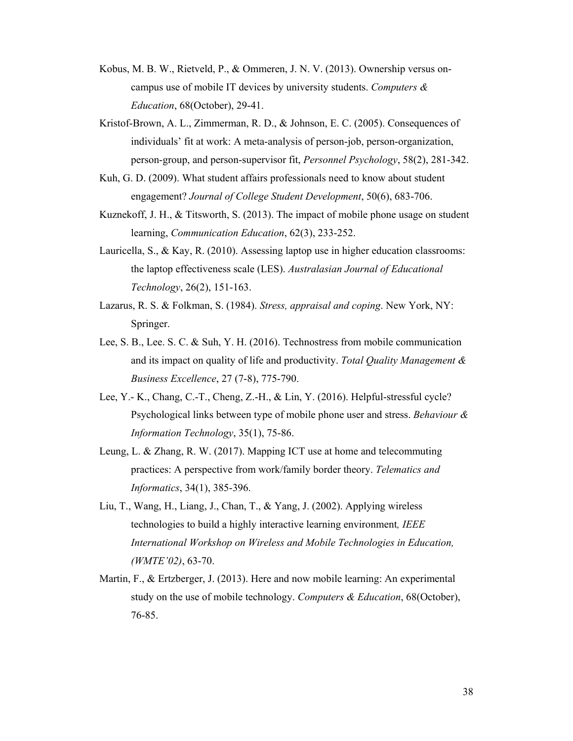Kobus, M. B. W., Rietveld, P., & Ommeren, J. N. V. (2013). Ownership versus on-campus use of mobile IT devices by university students. *Computers & Education*, 68(October), 29-41.

Kristof-Brown, A. L., Zimmerman, R. D., & Johnson, E. C. (2005). Consequences of individuals' fit at work: A meta-analysis of person-job, person-organization, person-group, and person-supervisor fit, *Personnel Psychology*, 58(2), 281-342.

Kuh, G. D. (2009). What student affairs professionals need to know about student engagement? *Journal of College Student Development*, 50(6), 683-706.

Kuznekoff, J. H., & Titsworth, S. (2013). The impact of mobile phone usage on student learning, *Communication Education*, 62(3), 233-252.

Lauricella, S., & Kay, R. (2010). Assessing laptop use in higher education classrooms: the laptop effectiveness scale (LES). *Australasian Journal of Educational Technology*, 26(2), 151-163.

Lazarus, R. S. & Folkman, S. (1984). *Stress, appraisal and coping*. New York, NY: Springer.

Lee, S. B., Lee. S. C. & Suh, Y. H. (2016). Technostress from mobile communication and its impact on quality of life and productivity. *Total Quality Management & Business Excellence*, 27 (7-8), 775-790.

Lee, Y.- K., Chang, C.-T., Cheng, Z.-H., & Lin, Y. (2016). Helpful-stressful cycle? Psychological links between type of mobile phone user and stress. *Behaviour & Information Technology*, 35(1), 75-86.

Leung, L. & Zhang, R. W. (2017). Mapping ICT use at home and telecommuting practices: A perspective from work/family border theory. *Telematics and Informatics*, 34(1), 385-396.

Liu, T., Wang, H., Liang, J., Chan, T., & Yang, J. (2002). Applying wireless technologies to build a highly interactive learning environment*, IEEE International Workshop on Wireless and Mobile Technologies in Education, (WMTE'02)*, 63-70.

Martin, F., & Ertzberger, J. (2013). Here and now mobile learning: An experimental study on the use of mobile technology. *Computers & Education*, 68(October), 76-85.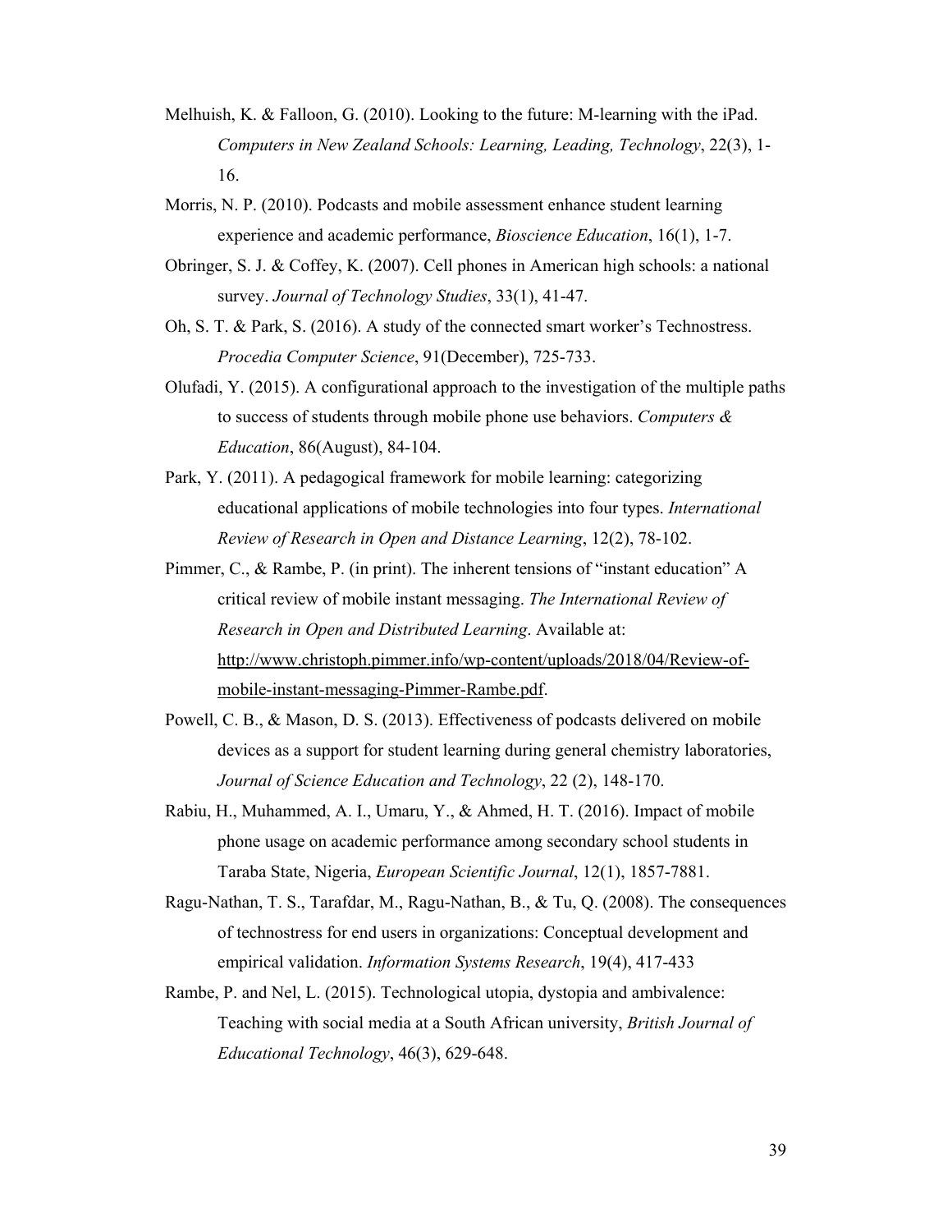Melhuish, K. & Falloon, G. (2010). Looking to the future: M-learning with the iPad. *Computers in New Zealand Schools: Learning, Leading, Technology*, 22(3), 1-16.

Morris, N. P. (2010). Podcasts and mobile assessment enhance student learning experience and academic performance, *Bioscience Education*, 16(1), 1-7.

Obringer, S. J. & Coffey, K. (2007). Cell phones in American high schools: a national survey. *Journal of Technology Studies*, 33(1), 41-47.

Oh, S. T. & Park, S. (2016). A study of the connected smart worker's Technostress. *Procedia Computer Science*, 91(December), 725-733.

Olufadi, Y. (2015). A configurational approach to the investigation of the multiple paths to success of students through mobile phone use behaviors. *Computers & Education*, 86(August), 84-104.

Park, Y. (2011). A pedagogical framework for mobile learning: categorizing educational applications of mobile technologies into four types. *International Review of Research in Open and Distance Learning*, 12(2), 78-102.

Pimmer, C., & Rambe, P. (in print). The inherent tensions of "instant education" A critical review of mobile instant messaging. *The International Review of Research in Open and Distributed Learning*. Available at: http://www.christoph.pimmer.info/wp-content/uploads/2018/04/Review-of-mobile-instant-messaging-Pimmer-Rambe.pdf.

Powell, C. B., & Mason, D. S. (2013). Effectiveness of podcasts delivered on mobile devices as a support for student learning during general chemistry laboratories, *Journal of Science Education and Technology*, 22 (2), 148-170.

Rabiu, H., Muhammed, A. I., Umaru, Y., & Ahmed, H. T. (2016). Impact of mobile phone usage on academic performance among secondary school students in Taraba State, Nigeria, *European Scientific Journal*, 12(1), 1857-7881.

Ragu-Nathan, T. S., Tarafdar, M., Ragu-Nathan, B., & Tu, Q. (2008). The consequences of technostress for end users in organizations: Conceptual development and empirical validation. *Information Systems Research*, 19(4), 417-433

Rambe, P. and Nel, L. (2015). Technological utopia, dystopia and ambivalence: Teaching with social media at a South African university, *British Journal of Educational Technology*, 46(3), 629-648.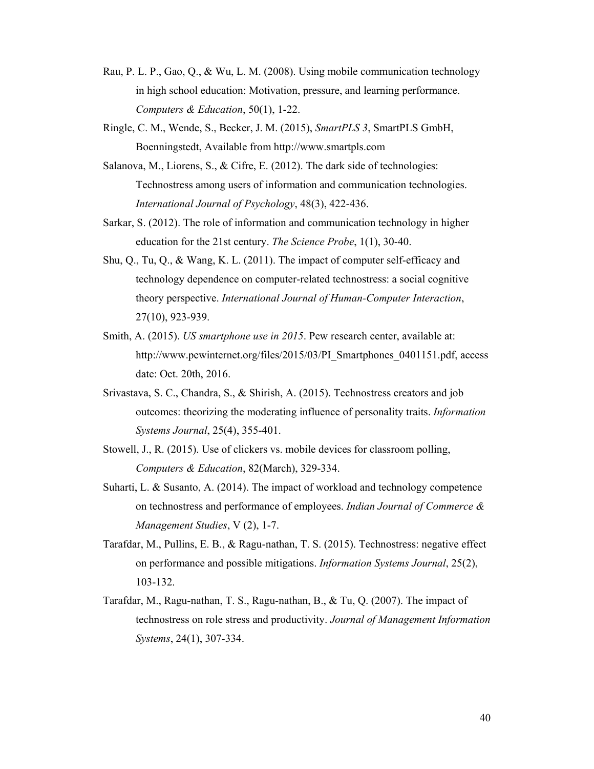Rau, P. L. P., Gao, Q., & Wu, L. M. (2008). Using mobile communication technology in high school education: Motivation, pressure, and learning performance. *Computers & Education*, 50(1), 1-22.

Ringle, C. M., Wende, S., Becker, J. M. (2015), *SmartPLS 3*, SmartPLS GmbH, Boenningstedt, Available from http://www.smartpls.com

Salanova, M., Liorens, S., & Cifre, E. (2012). The dark side of technologies: Technostress among users of information and communication technologies. *International Journal of Psychology*, 48(3), 422-436.

Sarkar, S. (2012). The role of information and communication technology in higher education for the 21st century. *The Science Probe*, 1(1), 30-40.

Shu, Q., Tu, Q., & Wang, K. L. (2011). The impact of computer self-efficacy and technology dependence on computer-related technostress: a social cognitive theory perspective. *International Journal of Human-Computer Interaction*, 27(10), 923-939.

Smith, A. (2015). *US smartphone use in 2015*. Pew research center, available at: http://www.pewinternet.org/files/2015/03/PI_Smartphones_0401151.pdf, access date: Oct. 20th, 2016.

Srivastava, S. C., Chandra, S., & Shirish, A. (2015). Technostress creators and job outcomes: theorizing the moderating influence of personality traits. *Information Systems Journal*, 25(4), 355-401.

Stowell, J., R. (2015). Use of clickers vs. mobile devices for classroom polling, *Computers & Education*, 82(March), 329-334.

Suharti, L. & Susanto, A. (2014). The impact of workload and technology competence on technostress and performance of employees. *Indian Journal of Commerce & Management Studies*, V (2), 1-7.

Tarafdar, M., Pullins, E. B., & Ragu-nathan, T. S. (2015). Technostress: negative effect on performance and possible mitigations. *Information Systems Journal*, 25(2), 103-132.

Tarafdar, M., Ragu-nathan, T. S., Ragu-nathan, B., & Tu, Q. (2007). The impact of technostress on role stress and productivity. *Journal of Management Information Systems*, 24(1), 307-334.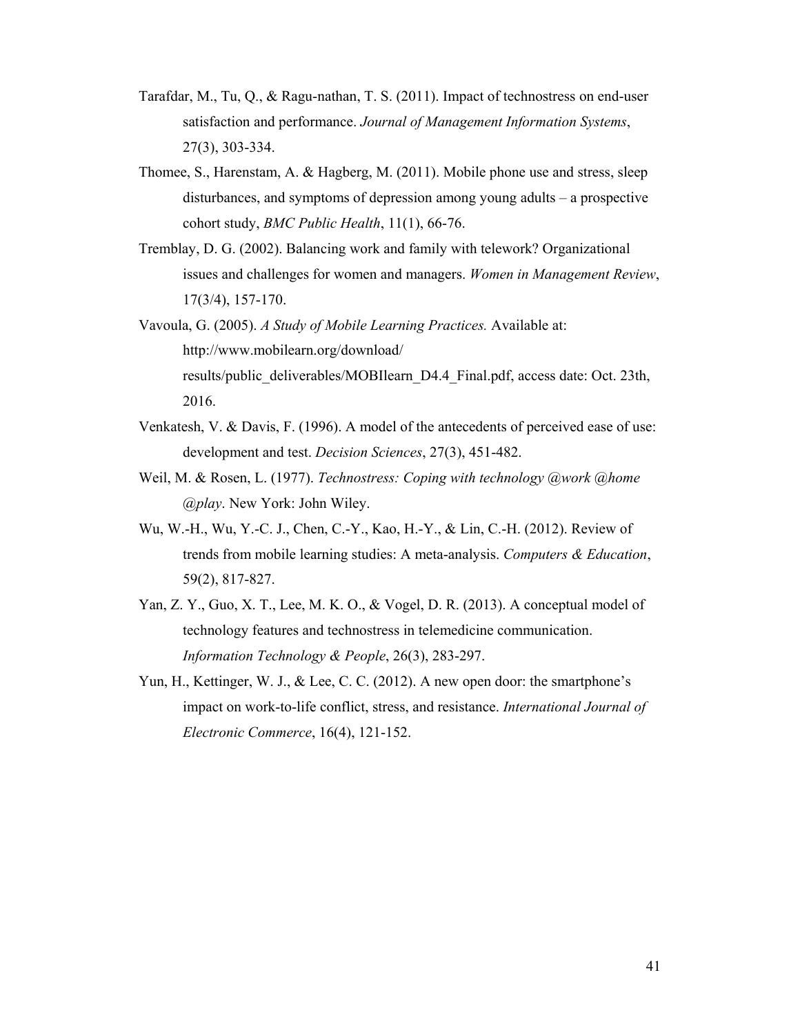Tarafdar, M., Tu, Q., & Ragu-nathan, T. S. (2011). Impact of technostress on end-user satisfaction and performance. *Journal of Management Information Systems*, 27(3), 303-334.

Thomee, S., Harenstam, A. & Hagberg, M. (2011). Mobile phone use and stress, sleep disturbances, and symptoms of depression among young adults – a prospective cohort study, *BMC Public Health*, 11(1), 66-76.

Tremblay, D. G. (2002). Balancing work and family with telework? Organizational issues and challenges for women and managers. *Women in Management Review*, 17(3/4), 157-170.

Vavoula, G. (2005). *A Study of Mobile Learning Practices.* Available at: http://www.mobilearn.org/download/results/public_deliverables/MOBIlearn_D4.4_Final.pdf, access date: Oct. 23th, 2016.

Venkatesh, V. & Davis, F. (1996). A model of the antecedents of perceived ease of use: development and test. *Decision Sciences*, 27(3), 451-482.

Weil, M. & Rosen, L. (1977). *Technostress: Coping with technology @work @home @play*. New York: John Wiley.

Wu, W.-H., Wu, Y.-C. J., Chen, C.-Y., Kao, H.-Y., & Lin, C.-H. (2012). Review of trends from mobile learning studies: A meta-analysis. *Computers & Education*, 59(2), 817-827.

Yan, Z. Y., Guo, X. T., Lee, M. K. O., & Vogel, D. R. (2013). A conceptual model of technology features and technostress in telemedicine communication. *Information Technology & People*, 26(3), 283-297.

Yun, H., Kettinger, W. J., & Lee, C. C. (2012). A new open door: the smartphone's impact on work-to-life conflict, stress, and resistance. *International Journal of Electronic Commerce*, 16(4), 121-152.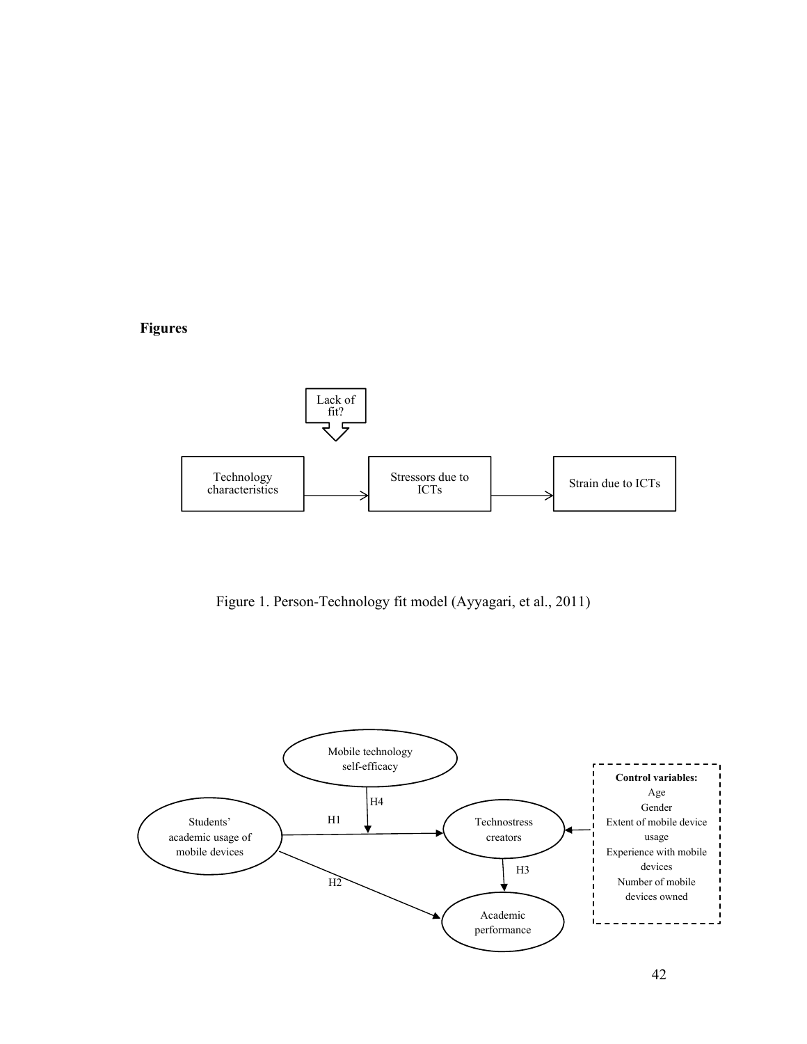**Figures**

Figure 1. Person-Technology fit model (Ayyagari, et al., 2011)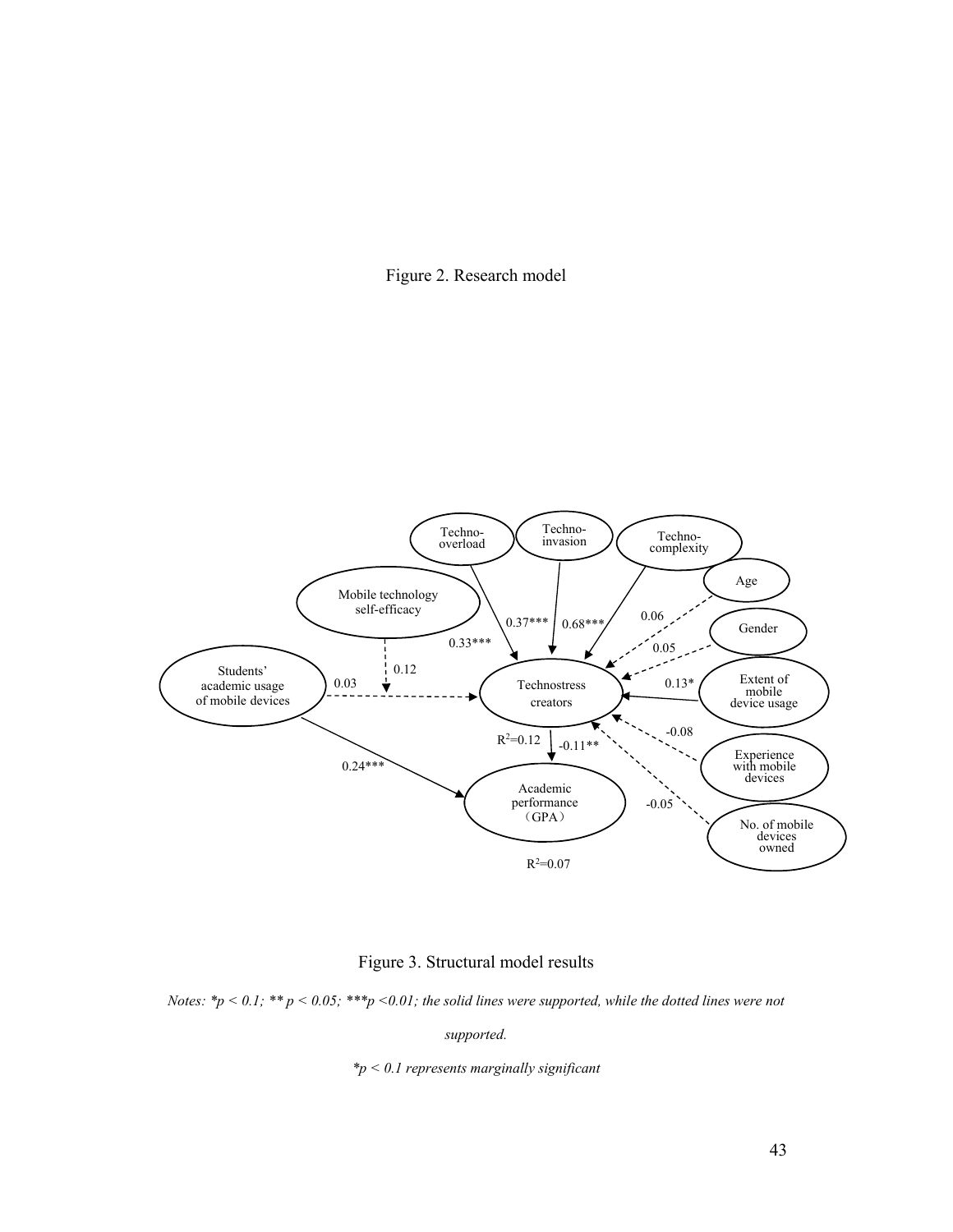Figure 2. Research model

Figure 3. Structural model results

*Notes: *p < 0.1; ** p < 0.05; ***p <0.01; the solid lines were supported, while the dotted lines were not supported.*

**p < 0.1 represents marginally significant*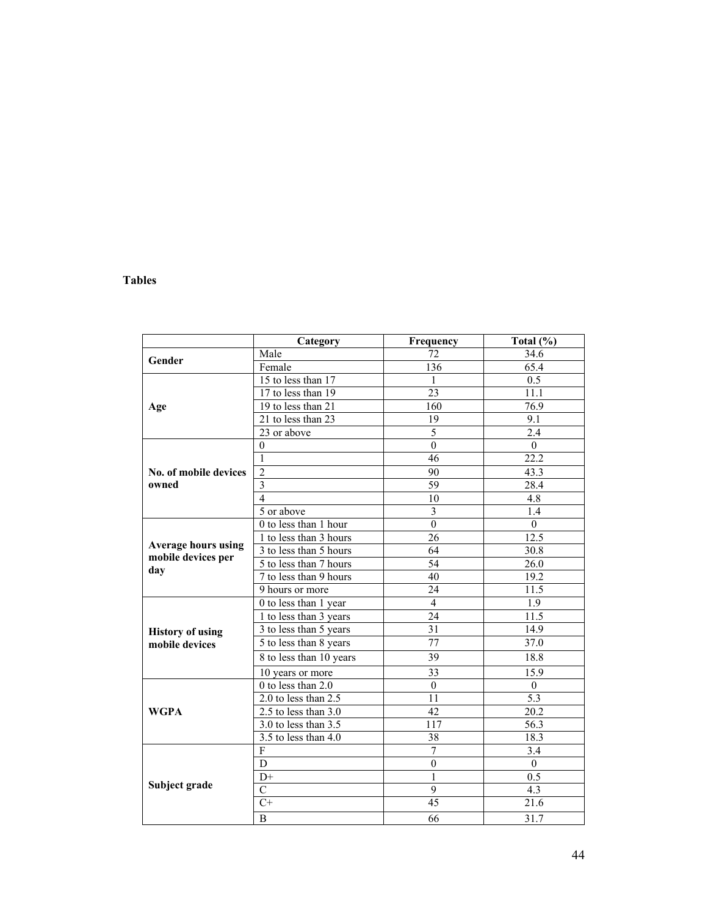**Tables**

| | Category | Frequency | Total (%) |
|---|---|---|---|
| **Gender** | Male | 72 | 34.6 |
| | Female | 136 | 65.4 |
| **Age** | 15 to less than 17 | 1 | 0.5 |
| | 17 to less than 19 | 23 | 11.1 |
| | 19 to less than 21 | 160 | 76.9 |
| | 21 to less than 23 | 19 | 9.1 |
| | 23 or above | 5 | 2.4 |
| **No. of mobile devices owned** | 0 | 0 | 0 |
| | 1 | 46 | 22.2 |
| | 2 | 90 | 43.3 |
| | 3 | 59 | 28.4 |
| | 4 | 10 | 4.8 |
| | 5 or above | 3 | 1.4 |
| **Average hours using mobile devices per day** | 0 to less than 1 hour | 0 | 0 |
| | 1 to less than 3 hours | 26 | 12.5 |
| | 3 to less than 5 hours | 64 | 30.8 |
| | 5 to less than 7 hours | 54 | 26.0 |
| | 7 to less than 9 hours | 40 | 19.2 |
| | 9 hours or more | 24 | 11.5 |
| **History of using mobile devices** | 0 to less than 1 year | 4 | 1.9 |
| | 1 to less than 3 years | 24 | 11.5 |
| | 3 to less than 5 years | 31 | 14.9 |
| | 5 to less than 8 years | 77 | 37.0 |
| | 8 to less than 10 years | 39 | 18.8 |
| | 10 years or more | 33 | 15.9 |
| **WGPA** | 0 to less than 2.0 | 0 | 0 |
| | 2.0 to less than 2.5 | 11 | 5.3 |
| | 2.5 to less than 3.0 | 42 | 20.2 |
| | 3.0 to less than 3.5 | 117 | 56.3 |
| | 3.5 to less than 4.0 | 38 | 18.3 |
| **Subject grade** | F | 7 | 3.4 |
| | D | 0 | 0 |
| | D+ | 1 | 0.5 |
| | C | 9 | 4.3 |
| | C+ | 45 | 21.6 |
| | B | 66 | 31.7 |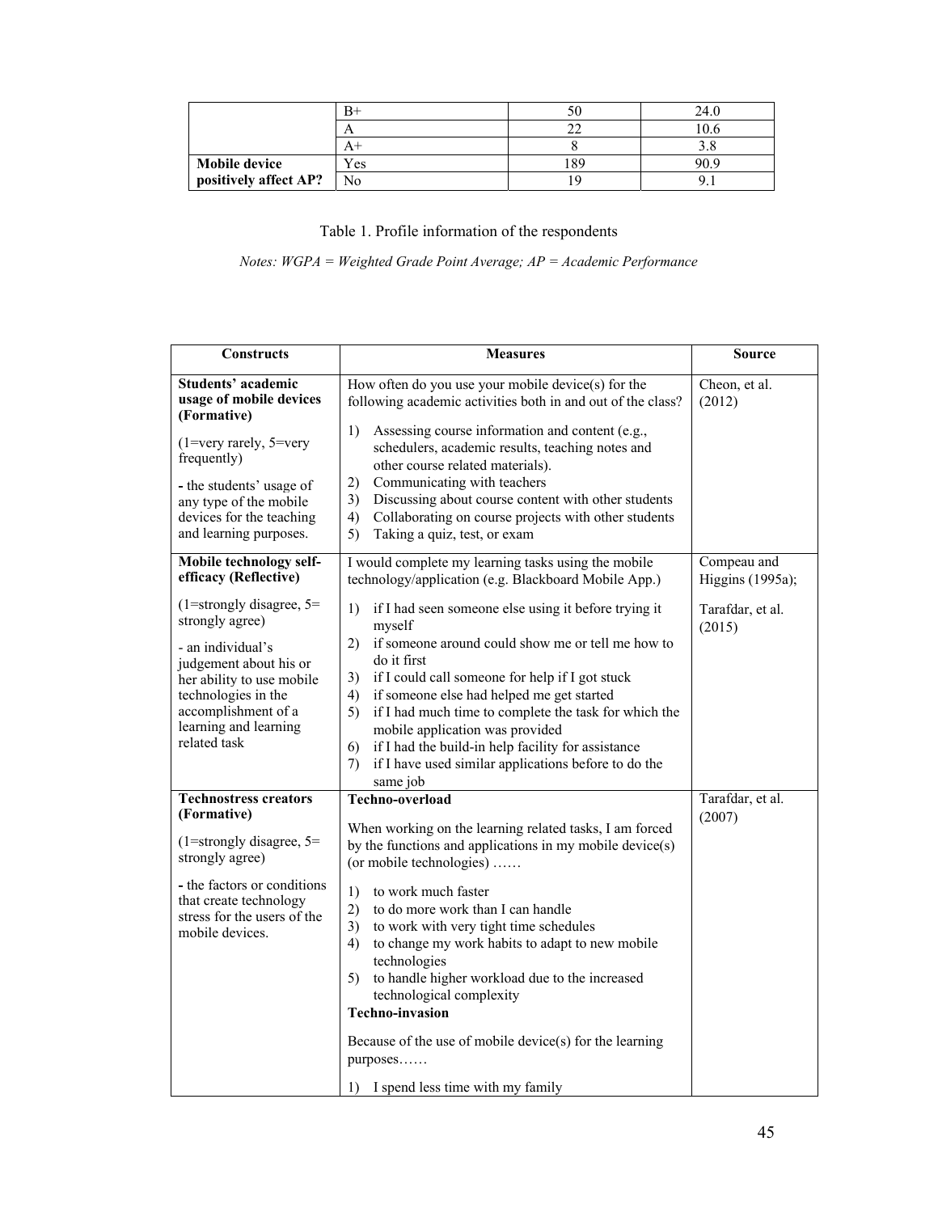| | | | |
|---|---|---|---|
| | B+ | 50 | 24.0 |
| | A | 22 | 10.6 |
| | A+ | 8 | 3.8 |
| **Mobile device positively affect AP?** | Yes | 189 | 90.9 |
| | No | 19 | 9.1 |

Table 1. Profile information of the respondents

*Notes: WGPA = Weighted Grade Point Average; AP = Academic Performance*

| Constructs | Measures | Source |
|---|---|---|
| **Students' academic usage of mobile devices (Formative)**<br><br>(1=very rarely, 5=very frequently)<br><br>- the students' usage of any type of the mobile devices for the teaching and learning purposes. | How often do you use your mobile device(s) for the following academic activities both in and out of the class?<br><br>1) Assessing course information and content (e.g., schedulers, academic results, teaching notes and other course related materials).<br>2) Communicating with teachers<br>3) Discussing about course content with other students<br>4) Collaborating on course projects with other students<br>5) Taking a quiz, test, or exam | Cheon, et al. (2012) |
| **Mobile technology self-efficacy (Reflective)**<br><br>(1=strongly disagree, 5= strongly agree)<br><br>- an individual's judgement about his or her ability to use mobile technologies in the accomplishment of a learning and learning related task | I would complete my learning tasks using the mobile technology/application (e.g. Blackboard Mobile App.)<br><br>1) if I had seen someone else using it before trying it myself<br>2) if someone around could show me or tell me how to do it first<br>3) if I could call someone for help if I got stuck<br>4) if someone else had helped me get started<br>5) if I had much time to complete the task for which the mobile application was provided<br>6) if I had the build-in help facility for assistance<br>7) if I have used similar applications before to do the same job | Compeau and Higgins (1995a);<br><br>Tarafdar, et al. (2015) |
| **Technostress creators (Formative)**<br><br>(1=strongly disagree, 5= strongly agree)<br><br>- the factors or conditions that create technology stress for the users of the mobile devices. | **Techno-overload**<br><br>When working on the learning related tasks, I am forced by the functions and applications in my mobile device(s) (or mobile technologies) ……<br><br>1) to work much faster<br>2) to do more work than I can handle<br>3) to work with very tight time schedules<br>4) to change my work habits to adapt to new mobile technologies<br>5) to handle higher workload due to the increased technological complexity<br><br>**Techno-invasion**<br><br>Because of the use of mobile device(s) for the learning purposes……<br><br>1) I spend less time with my family | Tarafdar, et al. (2007) |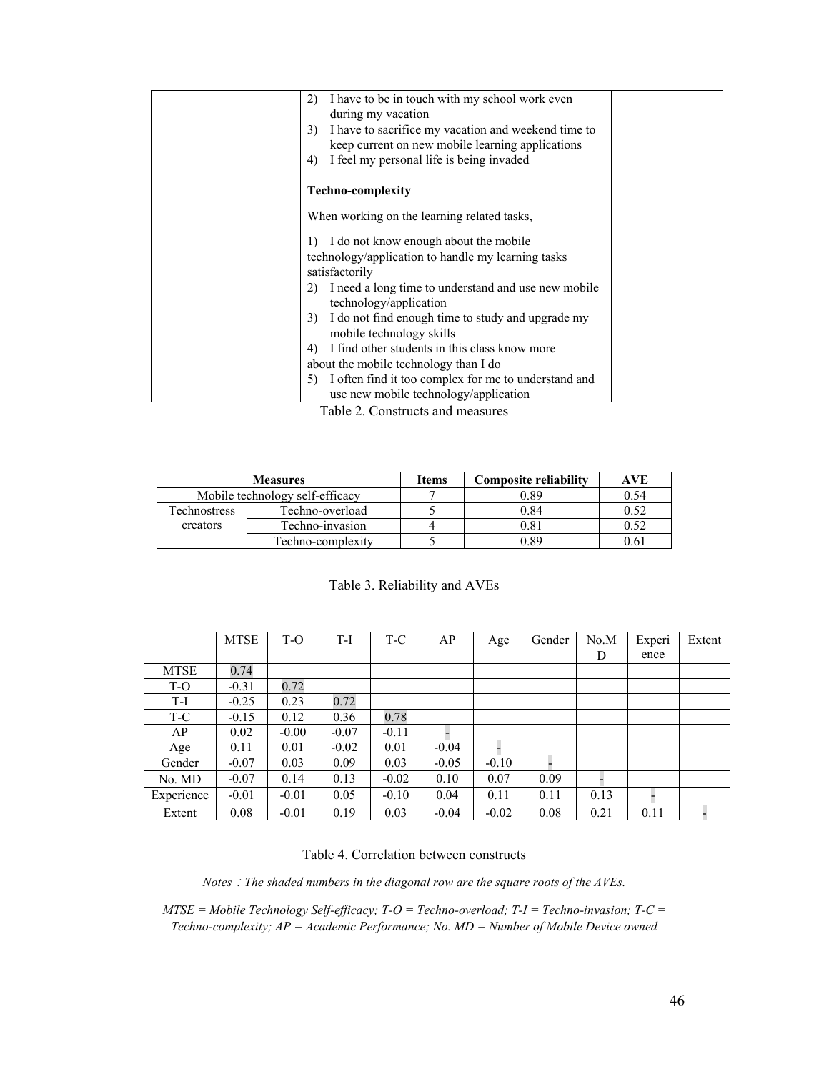| | | |
|---|---|---|
| | 2) I have to be in touch with my school work even during my vacation<br>3) I have to sacrifice my vacation and weekend time to keep current on new mobile learning applications<br>4) I feel my personal life is being invaded<br><br>**Techno-complexity**<br><br>When working on the learning related tasks,<br><br>1) I do not know enough about the mobile technology/application to handle my learning tasks satisfactorily<br>2) I need a long time to understand and use new mobile technology/application<br>3) I do not find enough time to study and upgrade my mobile technology skills<br>4) I find other students in this class know more about the mobile technology than I do<br>5) I often find it too complex for me to understand and use new mobile technology/application | |

Table 2. Constructs and measures

| Measures | | Items | Composite reliability | AVE |
|---|---|---|---|---|
| Mobile technology self-efficacy | | 7 | 0.89 | 0.54 |
| Technostress creators | Techno-overload | 5 | 0.84 | 0.52 |
| | Techno-invasion | 4 | 0.81 | 0.52 |
| | Techno-complexity | 5 | 0.89 | 0.61 |

Table 3. Reliability and AVEs

| | MTSE | T-O | T-I | T-C | AP | Age | Gender | No.MD | Experience | Extent |
|---|---|---|---|---|---|---|---|---|---|---|
| MTSE | 0.74 | | | | | | | | | |
| T-O | -0.31 | 0.72 | | | | | | | | |
| T-I | -0.25 | 0.23 | 0.72 | | | | | | | |
| T-C | -0.15 | 0.12 | 0.36 | 0.78 | | | | | | |
| AP | 0.02 | -0.00 | -0.07 | -0.11 | - | | | | | |
| Age | 0.11 | 0.01 | -0.02 | 0.01 | -0.04 | - | | | | |
| Gender | -0.07 | 0.03 | 0.09 | 0.03 | -0.05 | -0.10 | - | | | |
| No. MD | -0.07 | 0.14 | 0.13 | -0.02 | 0.10 | 0.07 | 0.09 | - | | |
| Experience | -0.01 | -0.01 | 0.05 | -0.10 | 0.04 | 0.11 | 0.11 | 0.13 | - | |
| Extent | 0.08 | -0.01 | 0.19 | 0.03 | -0.04 | -0.02 | 0.08 | 0.21 | 0.11 | - |

Table 4. Correlation between constructs

*Notes : The shaded numbers in the diagonal row are the square roots of the AVEs.*

*MTSE = Mobile Technology Self-efficacy; T-O = Techno-overload; T-I = Techno-invasion; T-C = Techno-complexity; AP = Academic Performance; No. MD = Number of Mobile Device owned*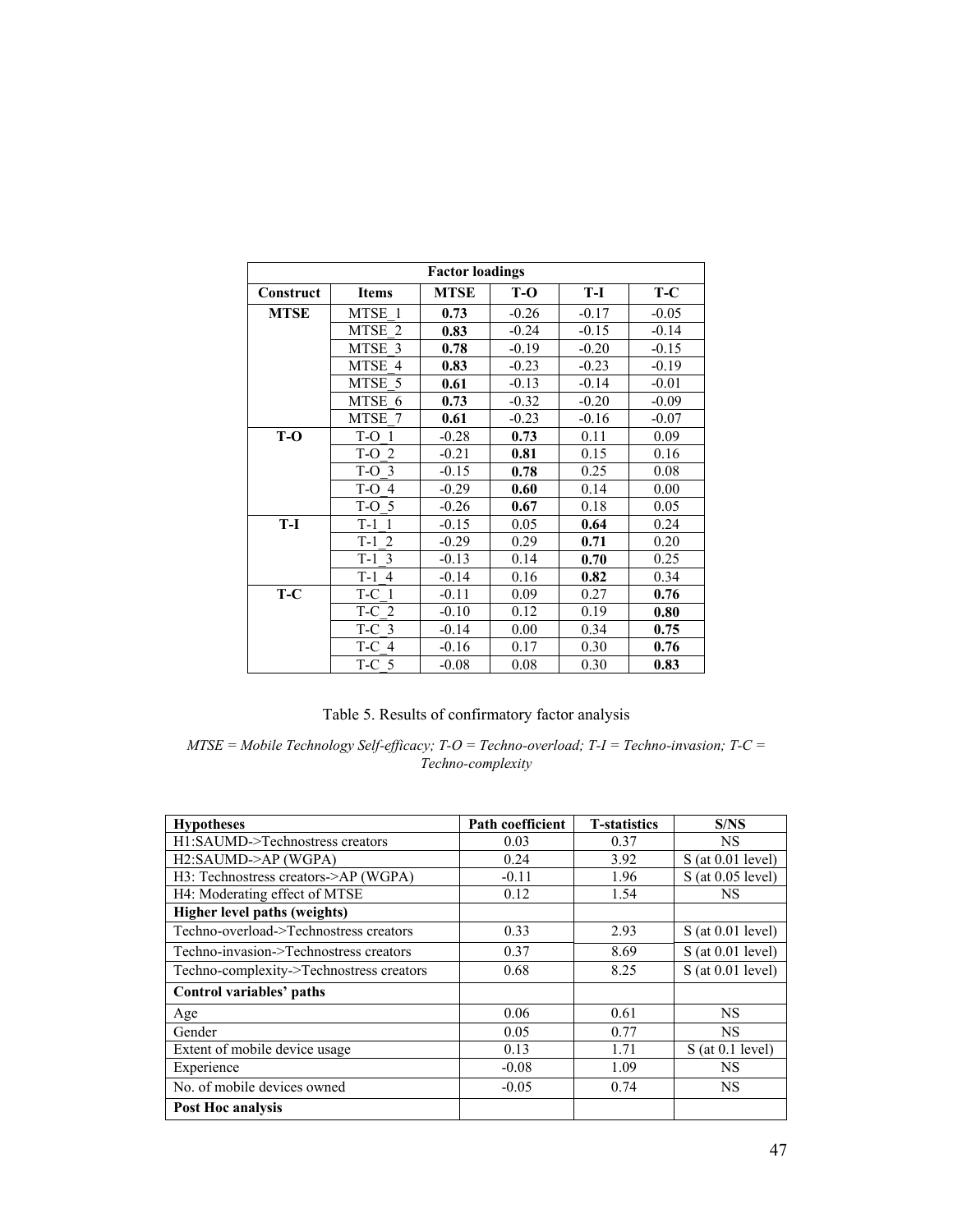| Factor loadings | | | | | |
|---|---|---|---|---|---|
| **Construct** | **Items** | **MTSE** | **T-O** | **T-I** | **T-C** |
| **MTSE** | MTSE_1 | **0.73** | -0.26 | -0.17 | -0.05 |
| | MTSE_2 | **0.83** | -0.24 | -0.15 | -0.14 |
| | MTSE_3 | **0.78** | -0.19 | -0.20 | -0.15 |
| | MTSE_4 | **0.83** | -0.23 | -0.23 | -0.19 |
| | MTSE_5 | **0.61** | -0.13 | -0.14 | -0.01 |
| | MTSE_6 | **0.73** | -0.32 | -0.20 | -0.09 |
| | MTSE_7 | **0.61** | -0.23 | -0.16 | -0.07 |
| **T-O** | T-O_1 | -0.28 | **0.73** | 0.11 | 0.09 |
| | T-O_2 | -0.21 | **0.81** | 0.15 | 0.16 |
| | T-O_3 | -0.15 | **0.78** | 0.25 | 0.08 |
| | T-O_4 | -0.29 | **0.60** | 0.14 | 0.00 |
| | T-O_5 | -0.26 | **0.67** | 0.18 | 0.05 |
| **T-I** | T-1_1 | -0.15 | 0.05 | **0.64** | 0.24 |
| | T-1_2 | -0.29 | 0.29 | **0.71** | 0.20 |
| | T-1_3 | -0.13 | 0.14 | **0.70** | 0.25 |
| | T-1_4 | -0.14 | 0.16 | **0.82** | 0.34 |
| **T-C** | T-C_1 | -0.11 | 0.09 | 0.27 | **0.76** |
| | T-C_2 | -0.10 | 0.12 | 0.19 | **0.80** |
| | T-C_3 | -0.14 | 0.00 | 0.34 | **0.75** |
| | T-C_4 | -0.16 | 0.17 | 0.30 | **0.76** |
| | T-C_5 | -0.08 | 0.08 | 0.30 | **0.83** |

Table 5. Results of confirmatory factor analysis

*MTSE = Mobile Technology Self-efficacy; T-O = Techno-overload; T-I = Techno-invasion; T-C = Techno-complexity*

| **Hypotheses** | **Path coefficient** | **T-statistics** | **S/NS** |
|---|---|---|---|
| H1:SAUMD->Technostress creators | 0.03 | 0.37 | NS |
| H2:SAUMD->AP (WGPA) | 0.24 | 3.92 | S (at 0.01 level) |
| H3: Technostress creators->AP (WGPA) | -0.11 | 1.96 | S (at 0.05 level) |
| H4: Moderating effect of MTSE | 0.12 | 1.54 | NS |
| **Higher level paths (weights)** | | | |
| Techno-overload->Technostress creators | 0.33 | 2.93 | S (at 0.01 level) |
| Techno-invasion->Technostress creators | 0.37 | 8.69 | S (at 0.01 level) |
| Techno-complexity->Technostress creators | 0.68 | 8.25 | S (at 0.01 level) |
| **Control variables' paths** | | | |
| Age | 0.06 | 0.61 | NS |
| Gender | 0.05 | 0.77 | NS |
| Extent of mobile device usage | 0.13 | 1.71 | S (at 0.1 level) |
| Experience | -0.08 | 1.09 | NS |
| No. of mobile devices owned | -0.05 | 0.74 | NS |
| **Post Hoc analysis** | | | |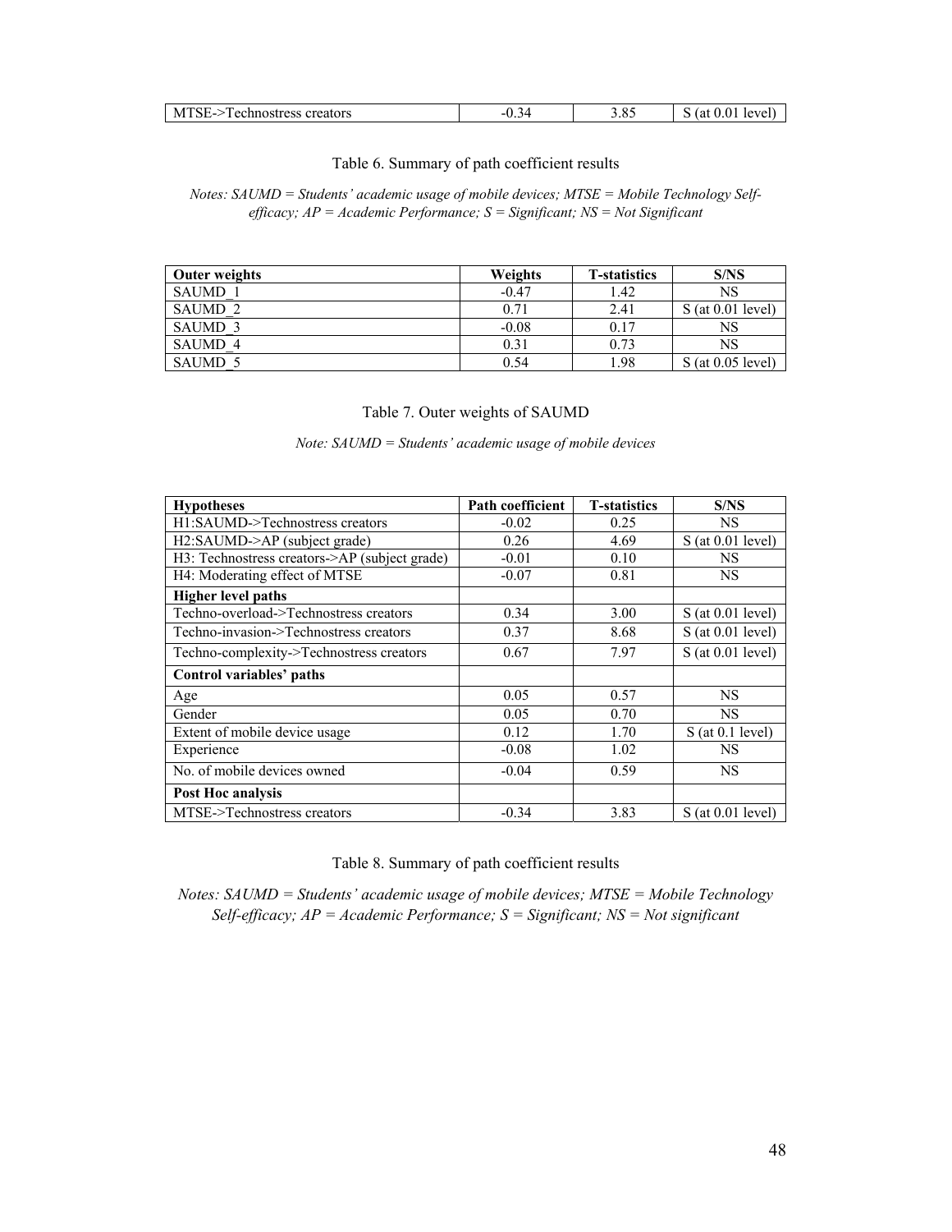| | | | |
|---|---|---|---|
| MTSE->Technostress creators | -0.34 | 3.85 | S (at 0.01 level) |

Table 6. Summary of path coefficient results

*Notes: SAUMD = Students' academic usage of mobile devices; MTSE = Mobile Technology Self-efficacy; AP = Academic Performance; S = Significant; NS = Not Significant*

| **Outer weights** | **Weights** | **T-statistics** | **S/NS** |
|---|---|---|---|
| SAUMD_1 | -0.47 | 1.42 | NS |
| SAUMD_2 | 0.71 | 2.41 | S (at 0.01 level) |
| SAUMD_3 | -0.08 | 0.17 | NS |
| SAUMD_4 | 0.31 | 0.73 | NS |
| SAUMD_5 | 0.54 | 1.98 | S (at 0.05 level) |

Table 7. Outer weights of SAUMD

*Note: SAUMD = Students' academic usage of mobile devices*

| **Hypotheses** | **Path coefficient** | **T-statistics** | **S/NS** |
|---|---|---|---|
| H1:SAUMD->Technostress creators | -0.02 | 0.25 | NS |
| H2:SAUMD->AP (subject grade) | 0.26 | 4.69 | S (at 0.01 level) |
| H3: Technostress creators->AP (subject grade) | -0.01 | 0.10 | NS |
| H4: Moderating effect of MTSE | -0.07 | 0.81 | NS |
| **Higher level paths** | | | |
| Techno-overload->Technostress creators | 0.34 | 3.00 | S (at 0.01 level) |
| Techno-invasion->Technostress creators | 0.37 | 8.68 | S (at 0.01 level) |
| Techno-complexity->Technostress creators | 0.67 | 7.97 | S (at 0.01 level) |
| **Control variables' paths** | | | |
| Age | 0.05 | 0.57 | NS |
| Gender | 0.05 | 0.70 | NS |
| Extent of mobile device usage | 0.12 | 1.70 | S (at 0.1 level) |
| Experience | -0.08 | 1.02 | NS |
| No. of mobile devices owned | -0.04 | 0.59 | NS |
| **Post Hoc analysis** | | | |
| MTSE->Technostress creators | -0.34 | 3.83 | S (at 0.01 level) |

Table 8. Summary of path coefficient results

*Notes: SAUMD = Students' academic usage of mobile devices; MTSE = Mobile Technology Self-efficacy; AP = Academic Performance; S = Significant; NS = Not significant*